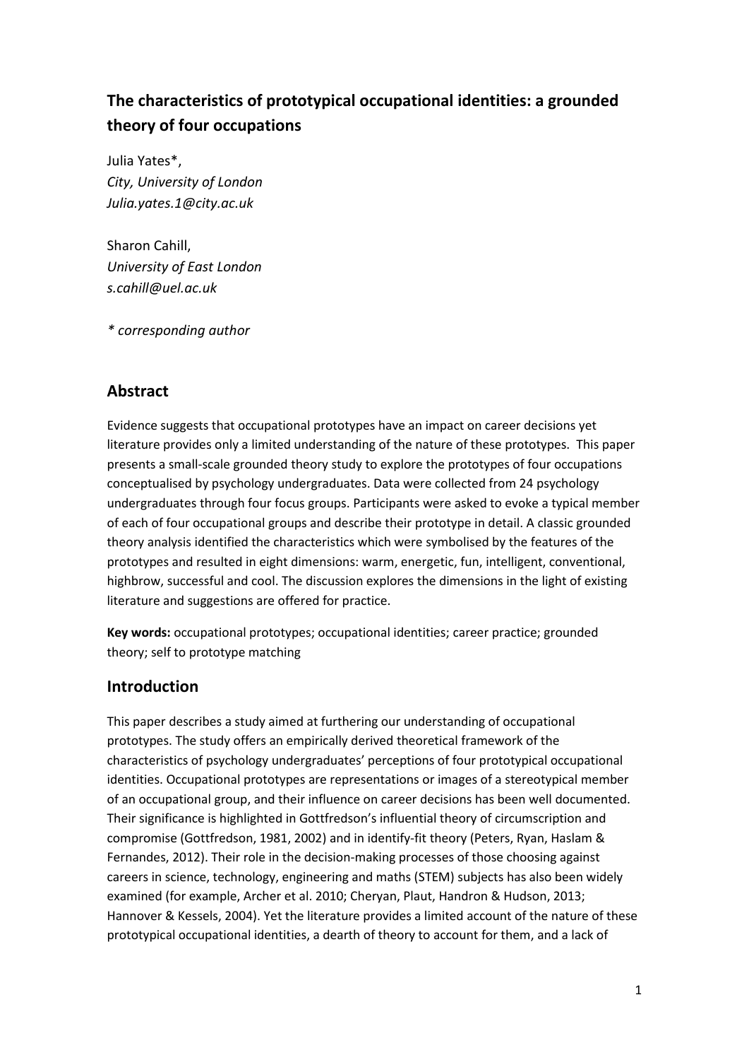# The characteristics of prototypical occupational identities: a grounded theory of four occupations

Julia Yates*,
*City, University of London*
*Julia.yates.1@city.ac.uk*

Sharon Cahill,
*University of East London*
*s.cahill@uel.ac.uk*

*\* corresponding author*

## Abstract

Evidence suggests that occupational prototypes have an impact on career decisions yet literature provides only a limited understanding of the nature of these prototypes. This paper presents a small-scale grounded theory study to explore the prototypes of four occupations conceptualised by psychology undergraduates. Data were collected from 24 psychology undergraduates through four focus groups. Participants were asked to evoke a typical member of each of four occupational groups and describe their prototype in detail. A classic grounded theory analysis identified the characteristics which were symbolised by the features of the prototypes and resulted in eight dimensions: warm, energetic, fun, intelligent, conventional, highbrow, successful and cool. The discussion explores the dimensions in the light of existing literature and suggestions are offered for practice.

**Key words:** occupational prototypes; occupational identities; career practice; grounded theory; self to prototype matching

## Introduction

This paper describes a study aimed at furthering our understanding of occupational prototypes. The study offers an empirically derived theoretical framework of the characteristics of psychology undergraduates' perceptions of four prototypical occupational identities. Occupational prototypes are representations or images of a stereotypical member of an occupational group, and their influence on career decisions has been well documented. Their significance is highlighted in Gottfredson's influential theory of circumscription and compromise (Gottfredson, 1981, 2002) and in identify-fit theory (Peters, Ryan, Haslam & Fernandes, 2012). Their role in the decision-making processes of those choosing against careers in science, technology, engineering and maths (STEM) subjects has also been widely examined (for example, Archer et al. 2010; Cheryan, Plaut, Handron & Hudson, 2013; Hannover & Kessels, 2004). Yet the literature provides a limited account of the nature of these prototypical occupational identities, a dearth of theory to account for them, and a lack of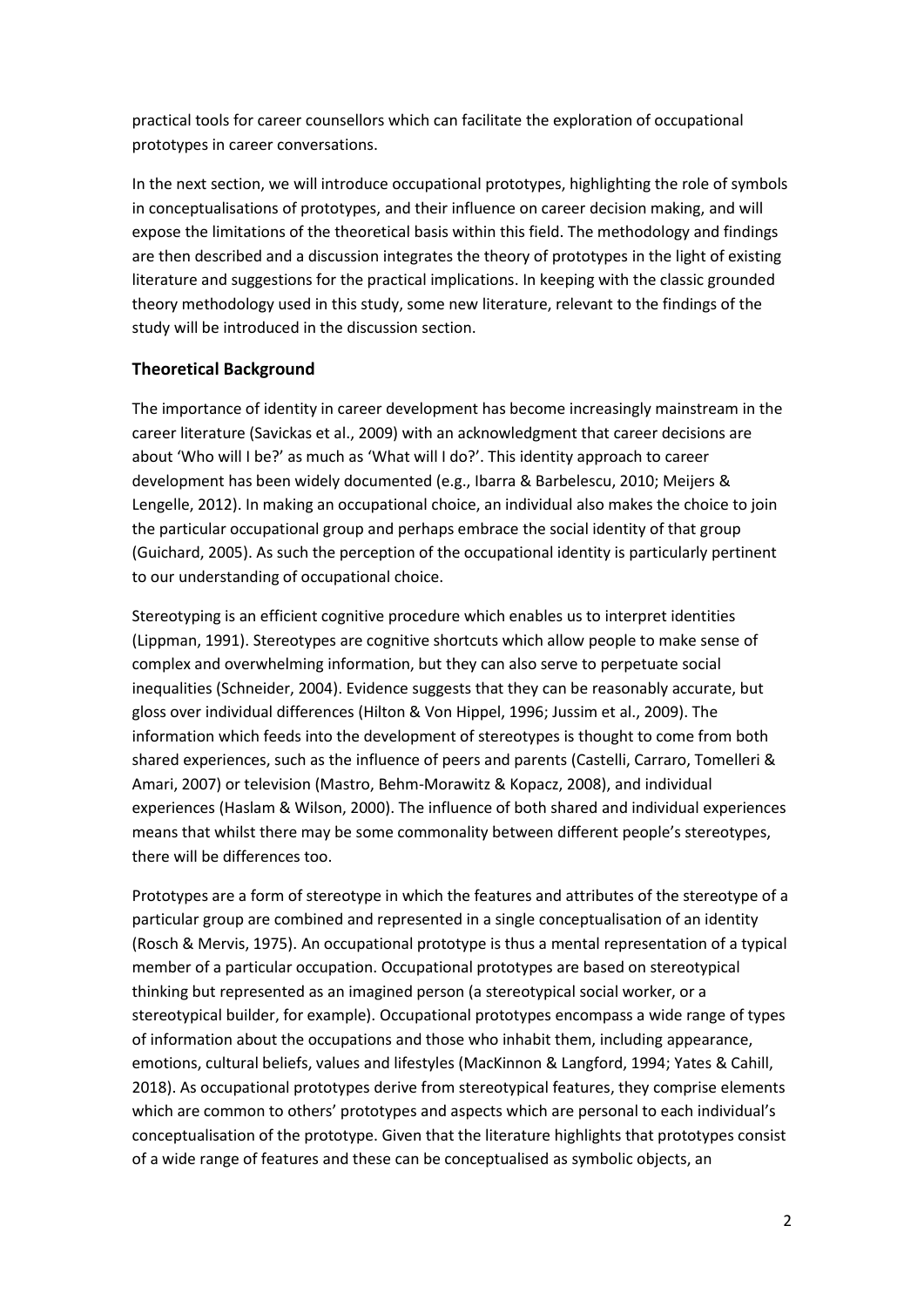practical tools for career counsellors which can facilitate the exploration of occupational prototypes in career conversations.

In the next section, we will introduce occupational prototypes, highlighting the role of symbols in conceptualisations of prototypes, and their influence on career decision making, and will expose the limitations of the theoretical basis within this field. The methodology and findings are then described and a discussion integrates the theory of prototypes in the light of existing literature and suggestions for the practical implications. In keeping with the classic grounded theory methodology used in this study, some new literature, relevant to the findings of the study will be introduced in the discussion section.

## Theoretical Background

The importance of identity in career development has become increasingly mainstream in the career literature (Savickas et al., 2009) with an acknowledgment that career decisions are about 'Who will I be?' as much as 'What will I do?'. This identity approach to career development has been widely documented (e.g., Ibarra & Barbelescu, 2010; Meijers & Lengelle, 2012). In making an occupational choice, an individual also makes the choice to join the particular occupational group and perhaps embrace the social identity of that group (Guichard, 2005). As such the perception of the occupational identity is particularly pertinent to our understanding of occupational choice.

Stereotyping is an efficient cognitive procedure which enables us to interpret identities (Lippman, 1991). Stereotypes are cognitive shortcuts which allow people to make sense of complex and overwhelming information, but they can also serve to perpetuate social inequalities (Schneider, 2004). Evidence suggests that they can be reasonably accurate, but gloss over individual differences (Hilton & Von Hippel, 1996; Jussim et al., 2009). The information which feeds into the development of stereotypes is thought to come from both shared experiences, such as the influence of peers and parents (Castelli, Carraro, Tomelleri & Amari, 2007) or television (Mastro, Behm-Morawitz & Kopacz, 2008), and individual experiences (Haslam & Wilson, 2000). The influence of both shared and individual experiences means that whilst there may be some commonality between different people's stereotypes, there will be differences too.

Prototypes are a form of stereotype in which the features and attributes of the stereotype of a particular group are combined and represented in a single conceptualisation of an identity (Rosch & Mervis, 1975). An occupational prototype is thus a mental representation of a typical member of a particular occupation. Occupational prototypes are based on stereotypical thinking but represented as an imagined person (a stereotypical social worker, or a stereotypical builder, for example). Occupational prototypes encompass a wide range of types of information about the occupations and those who inhabit them, including appearance, emotions, cultural beliefs, values and lifestyles (MacKinnon & Langford, 1994; Yates & Cahill, 2018). As occupational prototypes derive from stereotypical features, they comprise elements which are common to others' prototypes and aspects which are personal to each individual's conceptualisation of the prototype. Given that the literature highlights that prototypes consist of a wide range of features and these can be conceptualised as symbolic objects, an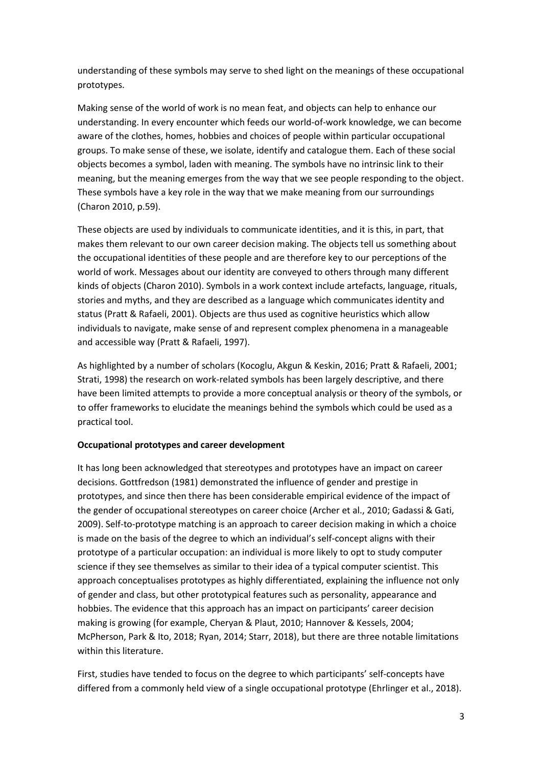understanding of these symbols may serve to shed light on the meanings of these occupational prototypes.

Making sense of the world of work is no mean feat, and objects can help to enhance our understanding. In every encounter which feeds our world-of-work knowledge, we can become aware of the clothes, homes, hobbies and choices of people within particular occupational groups. To make sense of these, we isolate, identify and catalogue them. Each of these social objects becomes a symbol, laden with meaning. The symbols have no intrinsic link to their meaning, but the meaning emerges from the way that we see people responding to the object. These symbols have a key role in the way that we make meaning from our surroundings (Charon 2010, p.59).

These objects are used by individuals to communicate identities, and it is this, in part, that makes them relevant to our own career decision making. The objects tell us something about the occupational identities of these people and are therefore key to our perceptions of the world of work. Messages about our identity are conveyed to others through many different kinds of objects (Charon 2010). Symbols in a work context include artefacts, language, rituals, stories and myths, and they are described as a language which communicates identity and status (Pratt & Rafaeli, 2001). Objects are thus used as cognitive heuristics which allow individuals to navigate, make sense of and represent complex phenomena in a manageable and accessible way (Pratt & Rafaeli, 1997).

As highlighted by a number of scholars (Kocoglu, Akgun & Keskin, 2016; Pratt & Rafaeli, 2001; Strati, 1998) the research on work-related symbols has been largely descriptive, and there have been limited attempts to provide a more conceptual analysis or theory of the symbols, or to offer frameworks to elucidate the meanings behind the symbols which could be used as a practical tool.

**Occupational prototypes and career development**

It has long been acknowledged that stereotypes and prototypes have an impact on career decisions. Gottfredson (1981) demonstrated the influence of gender and prestige in prototypes, and since then there has been considerable empirical evidence of the impact of the gender of occupational stereotypes on career choice (Archer et al., 2010; Gadassi & Gati, 2009). Self-to-prototype matching is an approach to career decision making in which a choice is made on the basis of the degree to which an individual's self-concept aligns with their prototype of a particular occupation: an individual is more likely to opt to study computer science if they see themselves as similar to their idea of a typical computer scientist. This approach conceptualises prototypes as highly differentiated, explaining the influence not only of gender and class, but other prototypical features such as personality, appearance and hobbies. The evidence that this approach has an impact on participants' career decision making is growing (for example, Cheryan & Plaut, 2010; Hannover & Kessels, 2004; McPherson, Park & Ito, 2018; Ryan, 2014; Starr, 2018), but there are three notable limitations within this literature.

First, studies have tended to focus on the degree to which participants' self-concepts have differed from a commonly held view of a single occupational prototype (Ehrlinger et al., 2018).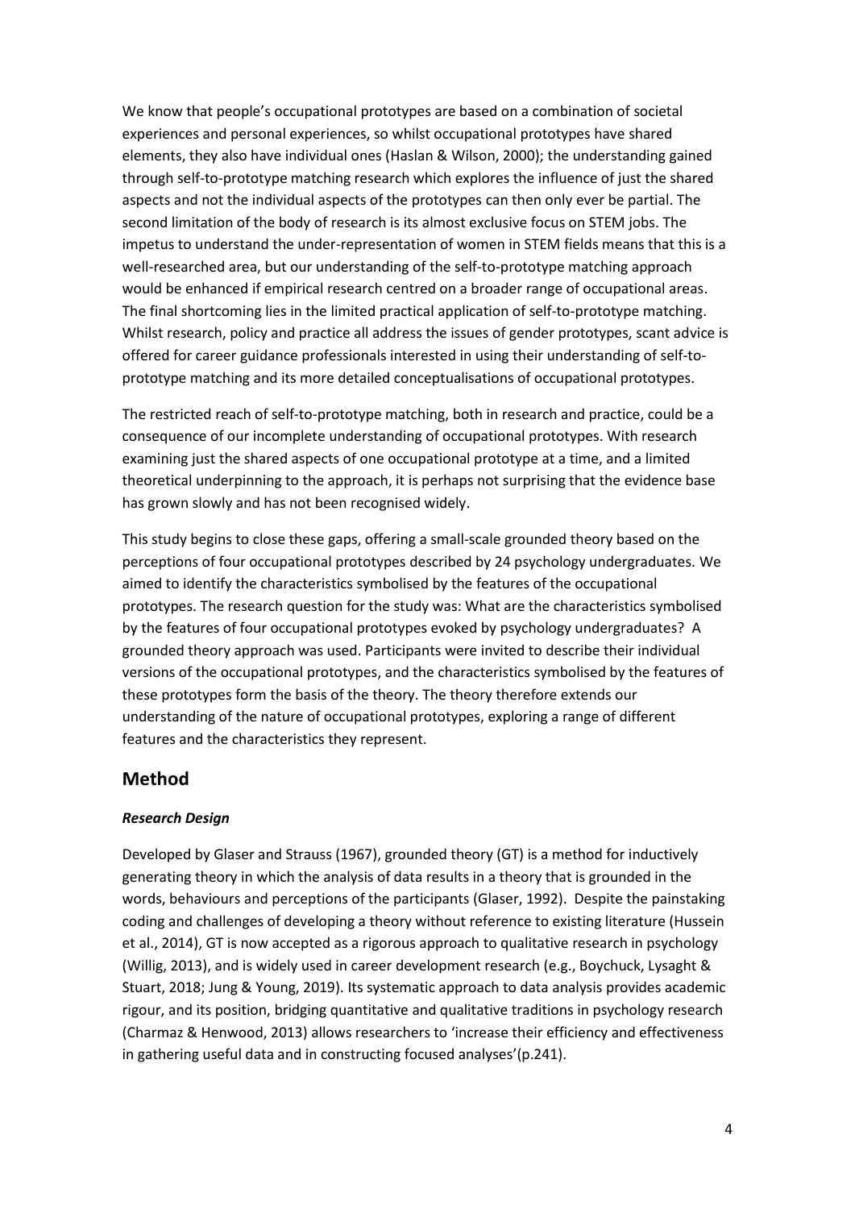We know that people's occupational prototypes are based on a combination of societal experiences and personal experiences, so whilst occupational prototypes have shared elements, they also have individual ones (Haslan & Wilson, 2000); the understanding gained through self-to-prototype matching research which explores the influence of just the shared aspects and not the individual aspects of the prototypes can then only ever be partial. The second limitation of the body of research is its almost exclusive focus on STEM jobs. The impetus to understand the under-representation of women in STEM fields means that this is a well-researched area, but our understanding of the self-to-prototype matching approach would be enhanced if empirical research centred on a broader range of occupational areas. The final shortcoming lies in the limited practical application of self-to-prototype matching. Whilst research, policy and practice all address the issues of gender prototypes, scant advice is offered for career guidance professionals interested in using their understanding of self-to-prototype matching and its more detailed conceptualisations of occupational prototypes.

The restricted reach of self-to-prototype matching, both in research and practice, could be a consequence of our incomplete understanding of occupational prototypes. With research examining just the shared aspects of one occupational prototype at a time, and a limited theoretical underpinning to the approach, it is perhaps not surprising that the evidence base has grown slowly and has not been recognised widely.

This study begins to close these gaps, offering a small-scale grounded theory based on the perceptions of four occupational prototypes described by 24 psychology undergraduates. We aimed to identify the characteristics symbolised by the features of the occupational prototypes. The research question for the study was: What are the characteristics symbolised by the features of four occupational prototypes evoked by psychology undergraduates? A grounded theory approach was used. Participants were invited to describe their individual versions of the occupational prototypes, and the characteristics symbolised by the features of these prototypes form the basis of the theory. The theory therefore extends our understanding of the nature of occupational prototypes, exploring a range of different features and the characteristics they represent.

## Method

### *Research Design*

Developed by Glaser and Strauss (1967), grounded theory (GT) is a method for inductively generating theory in which the analysis of data results in a theory that is grounded in the words, behaviours and perceptions of the participants (Glaser, 1992). Despite the painstaking coding and challenges of developing a theory without reference to existing literature (Hussein et al., 2014), GT is now accepted as a rigorous approach to qualitative research in psychology (Willig, 2013), and is widely used in career development research (e.g., Boychuck, Lysaght & Stuart, 2018; Jung & Young, 2019). Its systematic approach to data analysis provides academic rigour, and its position, bridging quantitative and qualitative traditions in psychology research (Charmaz & Henwood, 2013) allows researchers to 'increase their efficiency and effectiveness in gathering useful data and in constructing focused analyses'(p.241).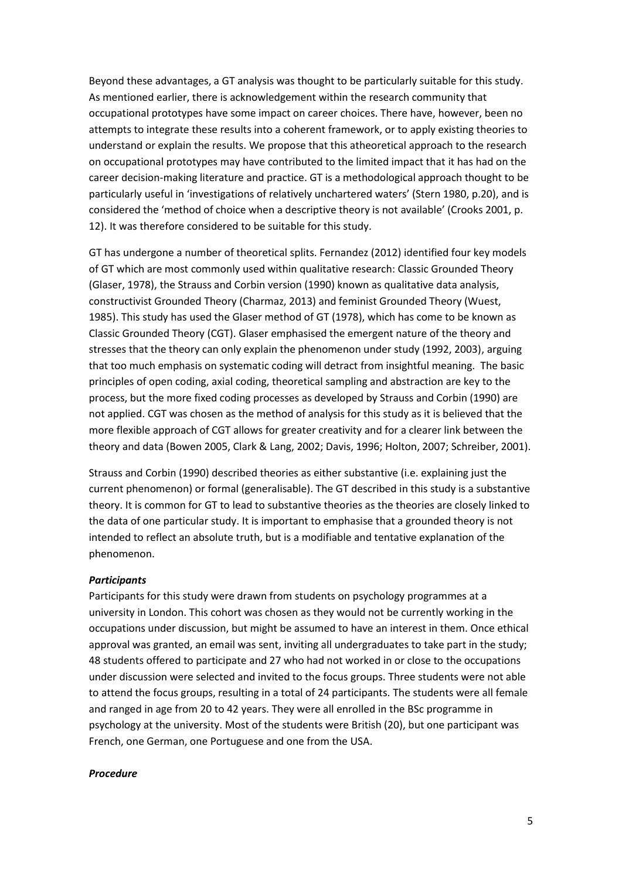Beyond these advantages, a GT analysis was thought to be particularly suitable for this study. As mentioned earlier, there is acknowledgement within the research community that occupational prototypes have some impact on career choices. There have, however, been no attempts to integrate these results into a coherent framework, or to apply existing theories to understand or explain the results. We propose that this atheoretical approach to the research on occupational prototypes may have contributed to the limited impact that it has had on the career decision-making literature and practice. GT is a methodological approach thought to be particularly useful in 'investigations of relatively unchartered waters' (Stern 1980, p.20), and is considered the 'method of choice when a descriptive theory is not available' (Crooks 2001, p. 12). It was therefore considered to be suitable for this study.

GT has undergone a number of theoretical splits. Fernandez (2012) identified four key models of GT which are most commonly used within qualitative research: Classic Grounded Theory (Glaser, 1978), the Strauss and Corbin version (1990) known as qualitative data analysis, constructivist Grounded Theory (Charmaz, 2013) and feminist Grounded Theory (Wuest, 1985). This study has used the Glaser method of GT (1978), which has come to be known as Classic Grounded Theory (CGT). Glaser emphasised the emergent nature of the theory and stresses that the theory can only explain the phenomenon under study (1992, 2003), arguing that too much emphasis on systematic coding will detract from insightful meaning. The basic principles of open coding, axial coding, theoretical sampling and abstraction are key to the process, but the more fixed coding processes as developed by Strauss and Corbin (1990) are not applied. CGT was chosen as the method of analysis for this study as it is believed that the more flexible approach of CGT allows for greater creativity and for a clearer link between the theory and data (Bowen 2005, Clark & Lang, 2002; Davis, 1996; Holton, 2007; Schreiber, 2001).

Strauss and Corbin (1990) described theories as either substantive (i.e. explaining just the current phenomenon) or formal (generalisable). The GT described in this study is a substantive theory. It is common for GT to lead to substantive theories as the theories are closely linked to the data of one particular study. It is important to emphasise that a grounded theory is not intended to reflect an absolute truth, but is a modifiable and tentative explanation of the phenomenon.

***Participants***

Participants for this study were drawn from students on psychology programmes at a university in London. This cohort was chosen as they would not be currently working in the occupations under discussion, but might be assumed to have an interest in them. Once ethical approval was granted, an email was sent, inviting all undergraduates to take part in the study; 48 students offered to participate and 27 who had not worked in or close to the occupations under discussion were selected and invited to the focus groups. Three students were not able to attend the focus groups, resulting in a total of 24 participants. The students were all female and ranged in age from 20 to 42 years. They were all enrolled in the BSc programme in psychology at the university. Most of the students were British (20), but one participant was French, one German, one Portuguese and one from the USA.

***Procedure***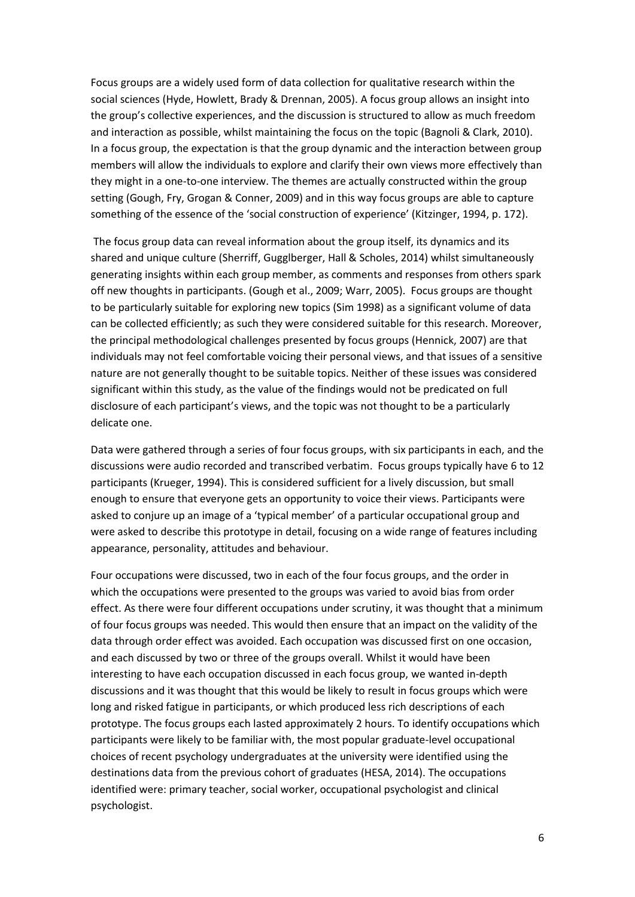Focus groups are a widely used form of data collection for qualitative research within the social sciences (Hyde, Howlett, Brady & Drennan, 2005). A focus group allows an insight into the group's collective experiences, and the discussion is structured to allow as much freedom and interaction as possible, whilst maintaining the focus on the topic (Bagnoli & Clark, 2010). In a focus group, the expectation is that the group dynamic and the interaction between group members will allow the individuals to explore and clarify their own views more effectively than they might in a one-to-one interview. The themes are actually constructed within the group setting (Gough, Fry, Grogan & Conner, 2009) and in this way focus groups are able to capture something of the essence of the 'social construction of experience' (Kitzinger, 1994, p. 172).

The focus group data can reveal information about the group itself, its dynamics and its shared and unique culture (Sherriff, Gugglberger, Hall & Scholes, 2014) whilst simultaneously generating insights within each group member, as comments and responses from others spark off new thoughts in participants. (Gough et al., 2009; Warr, 2005). Focus groups are thought to be particularly suitable for exploring new topics (Sim 1998) as a significant volume of data can be collected efficiently; as such they were considered suitable for this research. Moreover, the principal methodological challenges presented by focus groups (Hennick, 2007) are that individuals may not feel comfortable voicing their personal views, and that issues of a sensitive nature are not generally thought to be suitable topics. Neither of these issues was considered significant within this study, as the value of the findings would not be predicated on full disclosure of each participant's views, and the topic was not thought to be a particularly delicate one.

Data were gathered through a series of four focus groups, with six participants in each, and the discussions were audio recorded and transcribed verbatim. Focus groups typically have 6 to 12 participants (Krueger, 1994). This is considered sufficient for a lively discussion, but small enough to ensure that everyone gets an opportunity to voice their views. Participants were asked to conjure up an image of a 'typical member' of a particular occupational group and were asked to describe this prototype in detail, focusing on a wide range of features including appearance, personality, attitudes and behaviour.

Four occupations were discussed, two in each of the four focus groups, and the order in which the occupations were presented to the groups was varied to avoid bias from order effect. As there were four different occupations under scrutiny, it was thought that a minimum of four focus groups was needed. This would then ensure that an impact on the validity of the data through order effect was avoided. Each occupation was discussed first on one occasion, and each discussed by two or three of the groups overall. Whilst it would have been interesting to have each occupation discussed in each focus group, we wanted in-depth discussions and it was thought that this would be likely to result in focus groups which were long and risked fatigue in participants, or which produced less rich descriptions of each prototype. The focus groups each lasted approximately 2 hours. To identify occupations which participants were likely to be familiar with, the most popular graduate-level occupational choices of recent psychology undergraduates at the university were identified using the destinations data from the previous cohort of graduates (HESA, 2014). The occupations identified were: primary teacher, social worker, occupational psychologist and clinical psychologist.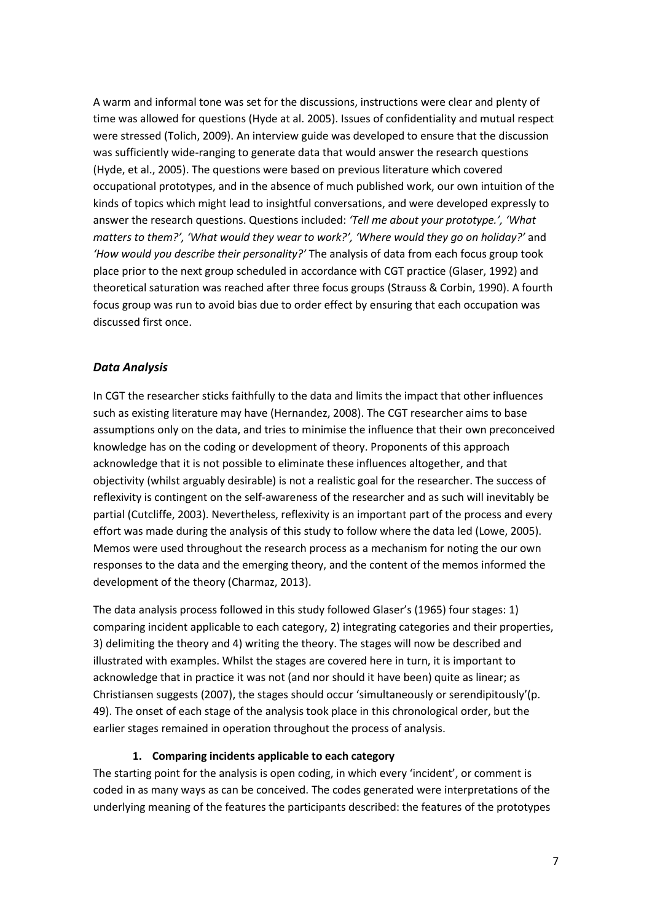A warm and informal tone was set for the discussions, instructions were clear and plenty of time was allowed for questions (Hyde at al. 2005). Issues of confidentiality and mutual respect were stressed (Tolich, 2009). An interview guide was developed to ensure that the discussion was sufficiently wide-ranging to generate data that would answer the research questions (Hyde, et al., 2005). The questions were based on previous literature which covered occupational prototypes, and in the absence of much published work, our own intuition of the kinds of topics which might lead to insightful conversations, and were developed expressly to answer the research questions. Questions included: *'Tell me about your prototype.', 'What matters to them?', 'What would they wear to work?', 'Where would they go on holiday?'* and *'How would you describe their personality?'* The analysis of data from each focus group took place prior to the next group scheduled in accordance with CGT practice (Glaser, 1992) and theoretical saturation was reached after three focus groups (Strauss & Corbin, 1990). A fourth focus group was run to avoid bias due to order effect by ensuring that each occupation was discussed first once.

### *Data Analysis*

In CGT the researcher sticks faithfully to the data and limits the impact that other influences such as existing literature may have (Hernandez, 2008). The CGT researcher aims to base assumptions only on the data, and tries to minimise the influence that their own preconceived knowledge has on the coding or development of theory. Proponents of this approach acknowledge that it is not possible to eliminate these influences altogether, and that objectivity (whilst arguably desirable) is not a realistic goal for the researcher. The success of reflexivity is contingent on the self-awareness of the researcher and as such will inevitably be partial (Cutcliffe, 2003). Nevertheless, reflexivity is an important part of the process and every effort was made during the analysis of this study to follow where the data led (Lowe, 2005). Memos were used throughout the research process as a mechanism for noting the our own responses to the data and the emerging theory, and the content of the memos informed the development of the theory (Charmaz, 2013).

The data analysis process followed in this study followed Glaser's (1965) four stages: 1) comparing incident applicable to each category, 2) integrating categories and their properties, 3) delimiting the theory and 4) writing the theory. The stages will now be described and illustrated with examples. Whilst the stages are covered here in turn, it is important to acknowledge that in practice it was not (and nor should it have been) quite as linear; as Christiansen suggests (2007), the stages should occur 'simultaneously or serendipitously'(p. 49). The onset of each stage of the analysis took place in this chronological order, but the earlier stages remained in operation throughout the process of analysis.

1. **Comparing incidents applicable to each category**

The starting point for the analysis is open coding, in which every 'incident', or comment is coded in as many ways as can be conceived. The codes generated were interpretations of the underlying meaning of the features the participants described: the features of the prototypes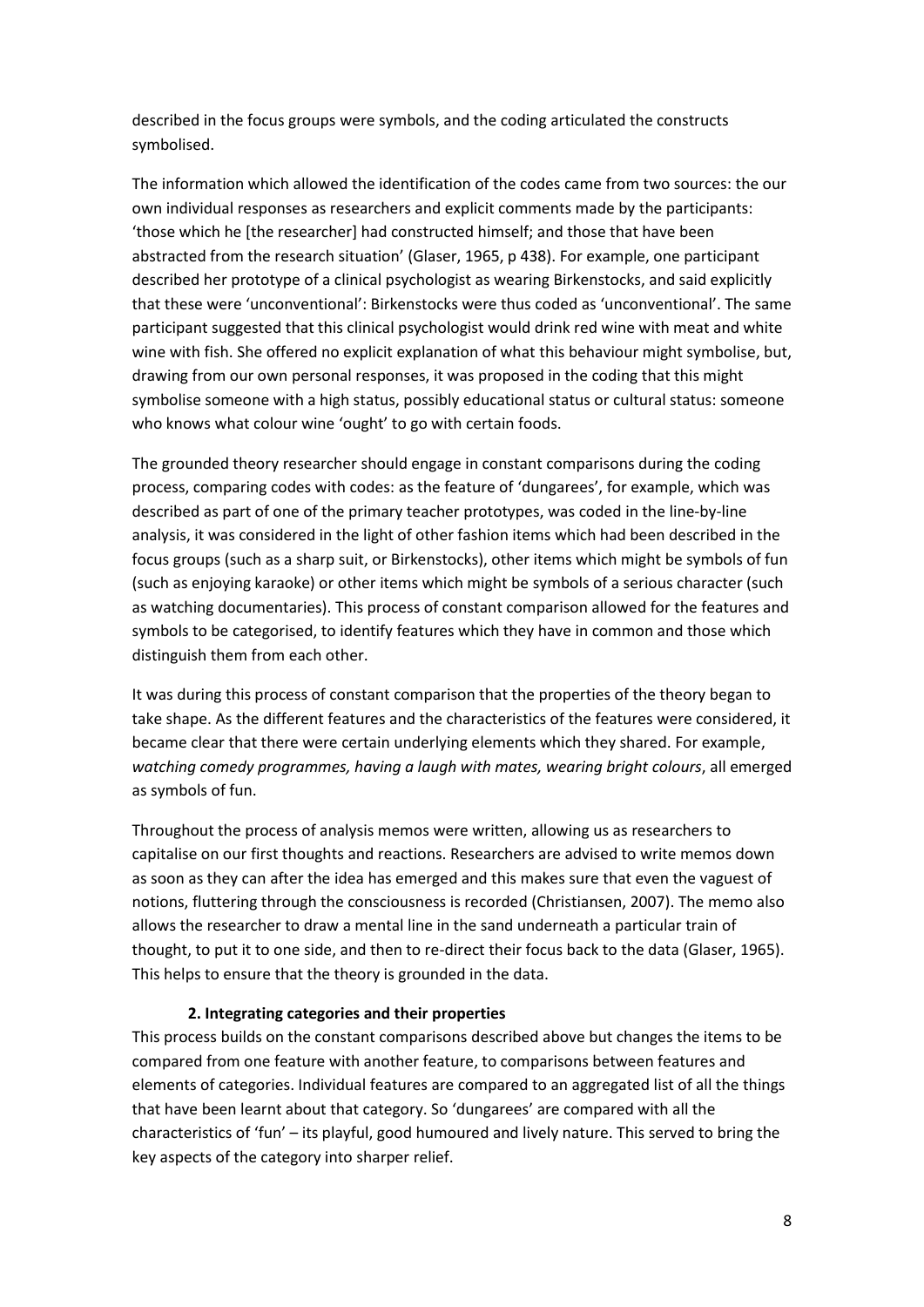described in the focus groups were symbols, and the coding articulated the constructs symbolised.

The information which allowed the identification of the codes came from two sources: the our own individual responses as researchers and explicit comments made by the participants: 'those which he [the researcher] had constructed himself; and those that have been abstracted from the research situation' (Glaser, 1965, p 438). For example, one participant described her prototype of a clinical psychologist as wearing Birkenstocks, and said explicitly that these were 'unconventional': Birkenstocks were thus coded as 'unconventional'. The same participant suggested that this clinical psychologist would drink red wine with meat and white wine with fish. She offered no explicit explanation of what this behaviour might symbolise, but, drawing from our own personal responses, it was proposed in the coding that this might symbolise someone with a high status, possibly educational status or cultural status: someone who knows what colour wine 'ought' to go with certain foods.

The grounded theory researcher should engage in constant comparisons during the coding process, comparing codes with codes: as the feature of 'dungarees', for example, which was described as part of one of the primary teacher prototypes, was coded in the line-by-line analysis, it was considered in the light of other fashion items which had been described in the focus groups (such as a sharp suit, or Birkenstocks), other items which might be symbols of fun (such as enjoying karaoke) or other items which might be symbols of a serious character (such as watching documentaries). This process of constant comparison allowed for the features and symbols to be categorised, to identify features which they have in common and those which distinguish them from each other.

It was during this process of constant comparison that the properties of the theory began to take shape. As the different features and the characteristics of the features were considered, it became clear that there were certain underlying elements which they shared. For example, *watching comedy programmes, having a laugh with mates, wearing bright colours*, all emerged as symbols of fun.

Throughout the process of analysis memos were written, allowing us as researchers to capitalise on our first thoughts and reactions. Researchers are advised to write memos down as soon as they can after the idea has emerged and this makes sure that even the vaguest of notions, fluttering through the consciousness is recorded (Christiansen, 2007). The memo also allows the researcher to draw a mental line in the sand underneath a particular train of thought, to put it to one side, and then to re-direct their focus back to the data (Glaser, 1965). This helps to ensure that the theory is grounded in the data.

**2. Integrating categories and their properties**

This process builds on the constant comparisons described above but changes the items to be compared from one feature with another feature, to comparisons between features and elements of categories. Individual features are compared to an aggregated list of all the things that have been learnt about that category. So 'dungarees' are compared with all the characteristics of 'fun' – its playful, good humoured and lively nature. This served to bring the key aspects of the category into sharper relief.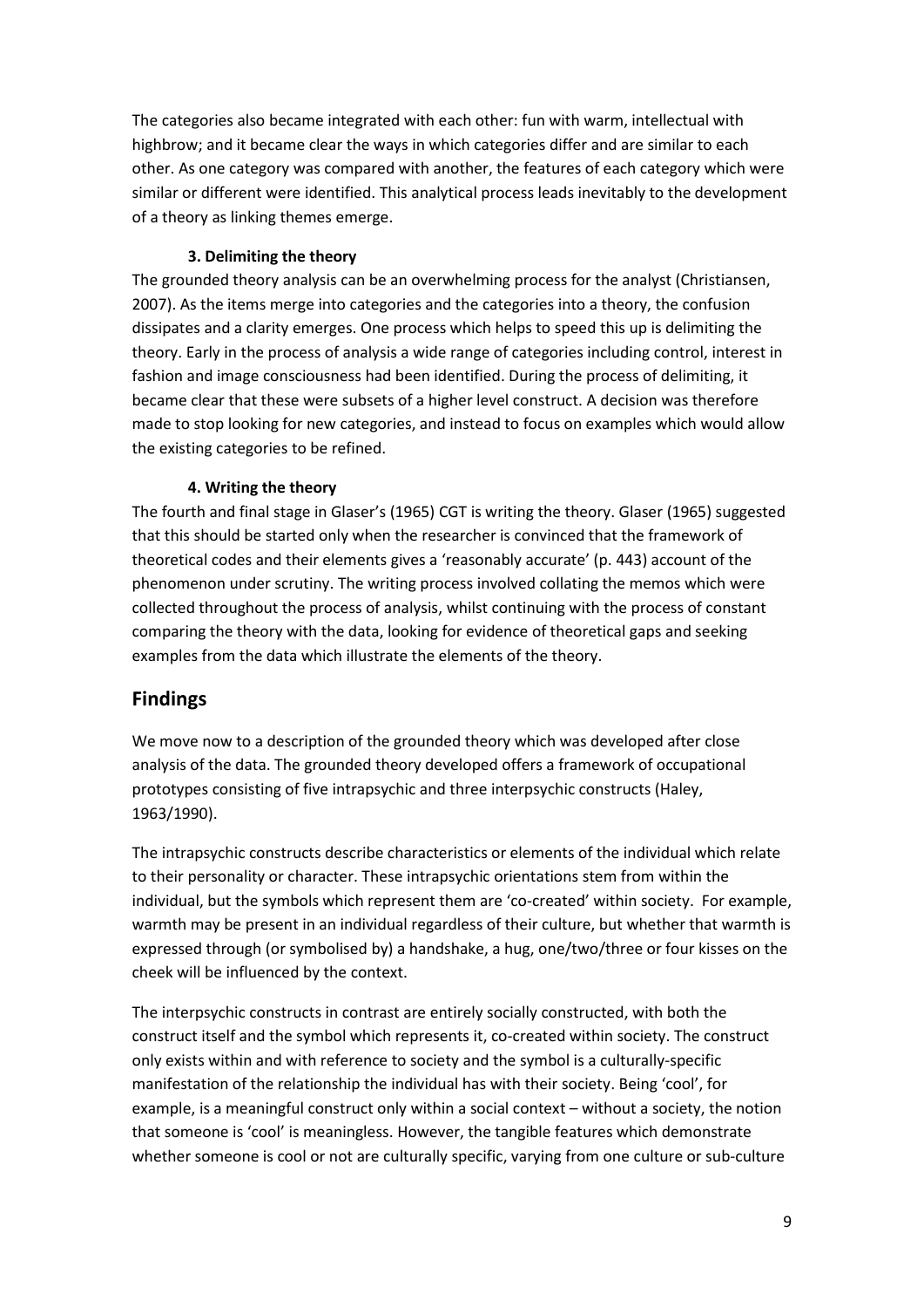The categories also became integrated with each other: fun with warm, intellectual with highbrow; and it became clear the ways in which categories differ and are similar to each other. As one category was compared with another, the features of each category which were similar or different were identified. This analytical process leads inevitably to the development of a theory as linking themes emerge.

#### 3. Delimiting the theory

The grounded theory analysis can be an overwhelming process for the analyst (Christiansen, 2007). As the items merge into categories and the categories into a theory, the confusion dissipates and a clarity emerges. One process which helps to speed this up is delimiting the theory. Early in the process of analysis a wide range of categories including control, interest in fashion and image consciousness had been identified. During the process of delimiting, it became clear that these were subsets of a higher level construct. A decision was therefore made to stop looking for new categories, and instead to focus on examples which would allow the existing categories to be refined.

#### 4. Writing the theory

The fourth and final stage in Glaser's (1965) CGT is writing the theory. Glaser (1965) suggested that this should be started only when the researcher is convinced that the framework of theoretical codes and their elements gives a 'reasonably accurate' (p. 443) account of the phenomenon under scrutiny. The writing process involved collating the memos which were collected throughout the process of analysis, whilst continuing with the process of constant comparing the theory with the data, looking for evidence of theoretical gaps and seeking examples from the data which illustrate the elements of the theory.

## Findings

We move now to a description of the grounded theory which was developed after close analysis of the data. The grounded theory developed offers a framework of occupational prototypes consisting of five intrapsychic and three interpsychic constructs (Haley, 1963/1990).

The intrapsychic constructs describe characteristics or elements of the individual which relate to their personality or character. These intrapsychic orientations stem from within the individual, but the symbols which represent them are 'co-created' within society. For example, warmth may be present in an individual regardless of their culture, but whether that warmth is expressed through (or symbolised by) a handshake, a hug, one/two/three or four kisses on the cheek will be influenced by the context.

The interpsychic constructs in contrast are entirely socially constructed, with both the construct itself and the symbol which represents it, co-created within society. The construct only exists within and with reference to society and the symbol is a culturally-specific manifestation of the relationship the individual has with their society. Being 'cool', for example, is a meaningful construct only within a social context – without a society, the notion that someone is 'cool' is meaningless. However, the tangible features which demonstrate whether someone is cool or not are culturally specific, varying from one culture or sub-culture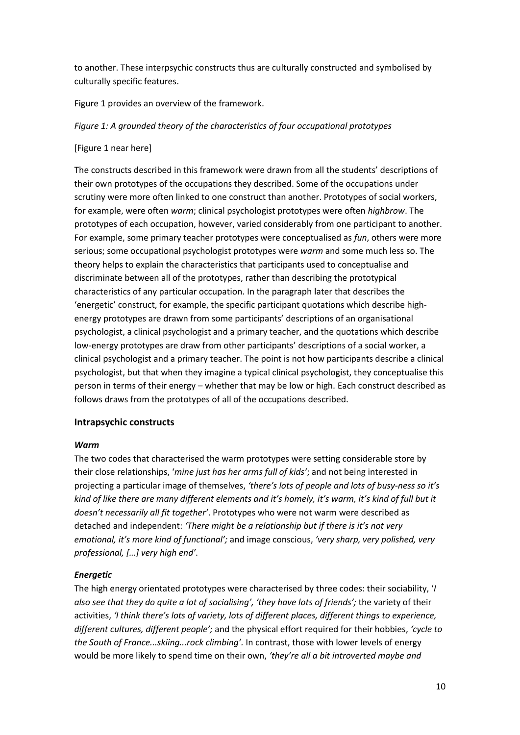to another. These interpsychic constructs thus are culturally constructed and symbolised by culturally specific features.

Figure 1 provides an overview of the framework.

*Figure 1: A grounded theory of the characteristics of four occupational prototypes*

[Figure 1 near here]

The constructs described in this framework were drawn from all the students' descriptions of their own prototypes of the occupations they described. Some of the occupations under scrutiny were more often linked to one construct than another. Prototypes of social workers, for example, were often *warm*; clinical psychologist prototypes were often *highbrow*. The prototypes of each occupation, however, varied considerably from one participant to another. For example, some primary teacher prototypes were conceptualised as *fun*, others were more serious; some occupational psychologist prototypes were *warm* and some much less so. The theory helps to explain the characteristics that participants used to conceptualise and discriminate between all of the prototypes, rather than describing the prototypical characteristics of any particular occupation. In the paragraph later that describes the 'energetic' construct, for example, the specific participant quotations which describe high-energy prototypes are drawn from some participants' descriptions of an organisational psychologist, a clinical psychologist and a primary teacher, and the quotations which describe low-energy prototypes are draw from other participants' descriptions of a social worker, a clinical psychologist and a primary teacher. The point is not how participants describe a clinical psychologist, but that when they imagine a typical clinical psychologist, they conceptualise this person in terms of their energy – whether that may be low or high. Each construct described as follows draws from the prototypes of all of the occupations described.

## Intrapsychic constructs

### *Warm*

The two codes that characterised the warm prototypes were setting considerable store by their close relationships, '*mine just has her arms full of kids'*; and not being interested in projecting a particular image of themselves, *'there's lots of people and lots of busy-ness so it's kind of like there are many different elements and it's homely, it's warm, it's kind of full but it doesn't necessarily all fit together'*. Prototypes who were not warm were described as detached and independent: *'There might be a relationship but if there is it's not very emotional, it's more kind of functional';* and image conscious, *'very sharp, very polished, very professional, […] very high end'*.

### *Energetic*

The high energy orientated prototypes were characterised by three codes: their sociability, '*I also see that they do quite a lot of socialising', 'they have lots of friends';* the variety of their activities, *'I think there's lots of variety, lots of different places, different things to experience, different cultures, different people';* and the physical effort required for their hobbies, *'cycle to the South of France...skiing...rock climbing'.* In contrast, those with lower levels of energy would be more likely to spend time on their own, *'they're all a bit introverted maybe and*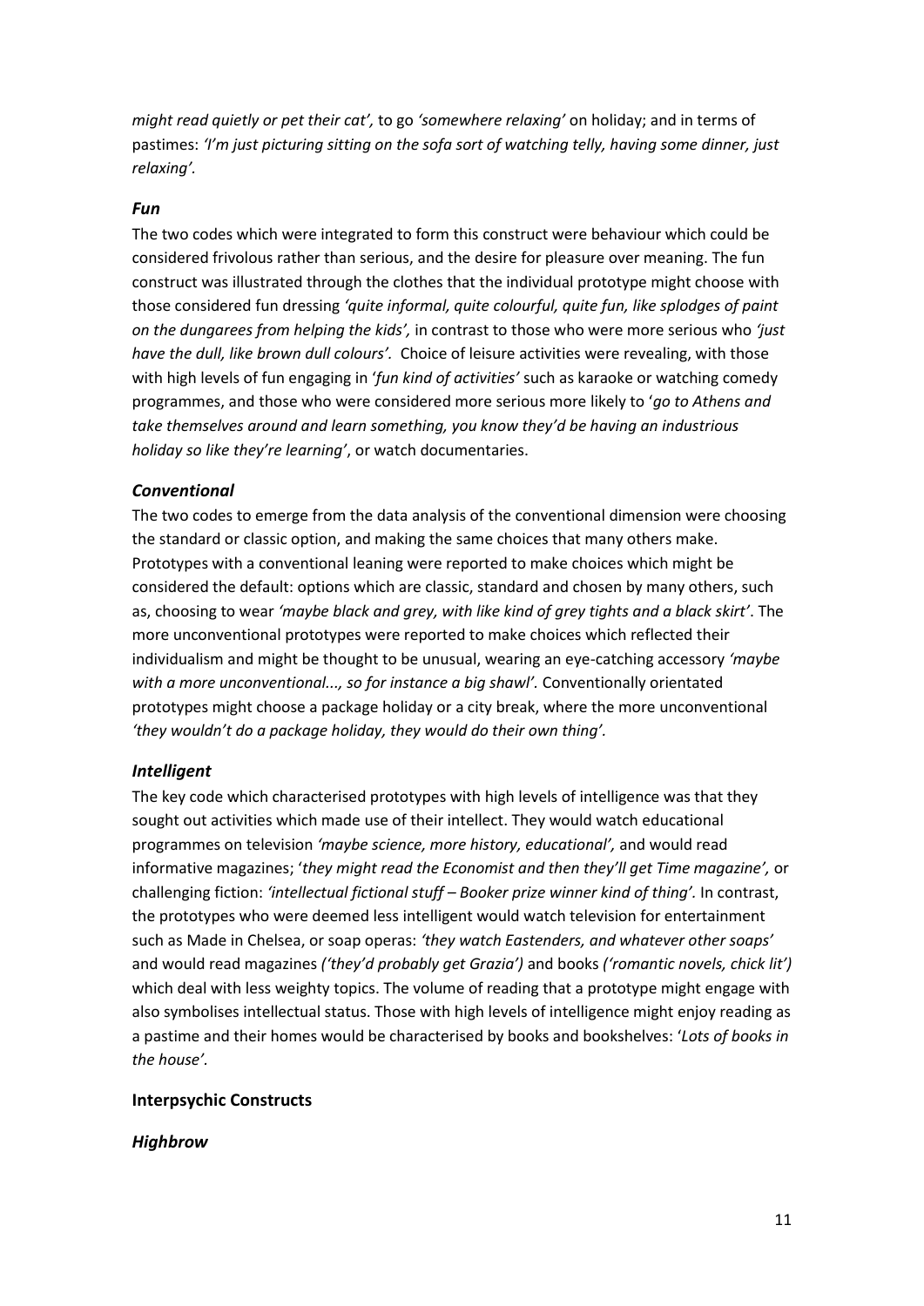*might read quietly or pet their cat',* to go *'somewhere relaxing'* on holiday; and in terms of pastimes: *'I'm just picturing sitting on the sofa sort of watching telly, having some dinner, just relaxing'.*

### *Fun*

The two codes which were integrated to form this construct were behaviour which could be considered frivolous rather than serious, and the desire for pleasure over meaning. The fun construct was illustrated through the clothes that the individual prototype might choose with those considered fun dressing *'quite informal, quite colourful, quite fun, like splodges of paint on the dungarees from helping the kids',* in contrast to those who were more serious who *'just have the dull, like brown dull colours'.* Choice of leisure activities were revealing, with those with high levels of fun engaging in '*fun kind of activities'* such as karaoke or watching comedy programmes, and those who were considered more serious more likely to '*go to Athens and take themselves around and learn something, you know they'd be having an industrious holiday so like they're learning'*, or watch documentaries.

### *Conventional*

The two codes to emerge from the data analysis of the conventional dimension were choosing the standard or classic option, and making the same choices that many others make. Prototypes with a conventional leaning were reported to make choices which might be considered the default: options which are classic, standard and chosen by many others, such as, choosing to wear *'maybe black and grey, with like kind of grey tights and a black skirt'*. The more unconventional prototypes were reported to make choices which reflected their individualism and might be thought to be unusual, wearing an eye-catching accessory *'maybe with a more unconventional..., so for instance a big shawl'.* Conventionally orientated prototypes might choose a package holiday or a city break, where the more unconventional *'they wouldn't do a package holiday, they would do their own thing'*.

### *Intelligent*

The key code which characterised prototypes with high levels of intelligence was that they sought out activities which made use of their intellect. They would watch educational programmes on television *'maybe science, more history, educational',* and would read informative magazines; '*they might read the Economist and then they'll get Time magazine',* or challenging fiction: *'intellectual fictional stuff – Booker prize winner kind of thing'.* In contrast, the prototypes who were deemed less intelligent would watch television for entertainment such as Made in Chelsea, or soap operas: *'they watch Eastenders, and whatever other soaps'* and would read magazines *('they'd probably get Grazia')* and books *('romantic novels, chick lit')* which deal with less weighty topics. The volume of reading that a prototype might engage with also symbolises intellectual status. Those with high levels of intelligence might enjoy reading as a pastime and their homes would be characterised by books and bookshelves: '*Lots of books in the house'.*

## **Interpsychic Constructs**

### *Highbrow*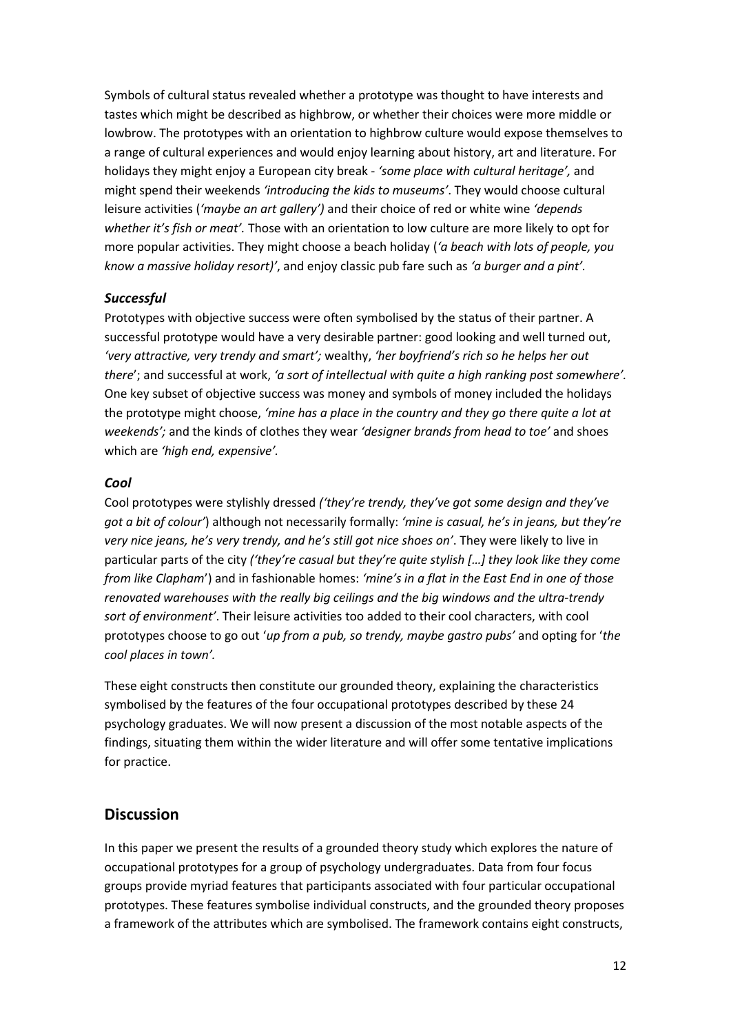Symbols of cultural status revealed whether a prototype was thought to have interests and tastes which might be described as highbrow, or whether their choices were more middle or lowbrow. The prototypes with an orientation to highbrow culture would expose themselves to a range of cultural experiences and would enjoy learning about history, art and literature. For holidays they might enjoy a European city break - *'some place with cultural heritage',* and might spend their weekends *'introducing the kids to museums'*. They would choose cultural leisure activities (*'maybe an art gallery')* and their choice of red or white wine *'depends whether it's fish or meat'.* Those with an orientation to low culture are more likely to opt for more popular activities. They might choose a beach holiday (*'a beach with lots of people, you know a massive holiday resort)'*, and enjoy classic pub fare such as *'a burger and a pint'*.

### *Successful*

Prototypes with objective success were often symbolised by the status of their partner. A successful prototype would have a very desirable partner: good looking and well turned out, *'very attractive, very trendy and smart';* wealthy, *'her boyfriend's rich so he helps her out there*'; and successful at work, *'a sort of intellectual with quite a high ranking post somewhere'*. One key subset of objective success was money and symbols of money included the holidays the prototype might choose, *'mine has a place in the country and they go there quite a lot at weekends';* and the kinds of clothes they wear *'designer brands from head to toe'* and shoes which are *'high end, expensive'.*

### *Cool*

Cool prototypes were stylishly dressed *('they're trendy, they've got some design and they've got a bit of colour'*) although not necessarily formally: *'mine is casual, he's in jeans, but they're very nice jeans, he's very trendy, and he's still got nice shoes on'*. They were likely to live in particular parts of the city *('they're casual but they're quite stylish […] they look like they come from like Clapham*') and in fashionable homes: *'mine's in a flat in the East End in one of those renovated warehouses with the really big ceilings and the big windows and the ultra-trendy sort of environment'*. Their leisure activities too added to their cool characters, with cool prototypes choose to go out '*up from a pub, so trendy, maybe gastro pubs'* and opting for '*the cool places in town'.*

These eight constructs then constitute our grounded theory, explaining the characteristics symbolised by the features of the four occupational prototypes described by these 24 psychology graduates. We will now present a discussion of the most notable aspects of the findings, situating them within the wider literature and will offer some tentative implications for practice.

## Discussion

In this paper we present the results of a grounded theory study which explores the nature of occupational prototypes for a group of psychology undergraduates. Data from four focus groups provide myriad features that participants associated with four particular occupational prototypes. These features symbolise individual constructs, and the grounded theory proposes a framework of the attributes which are symbolised. The framework contains eight constructs,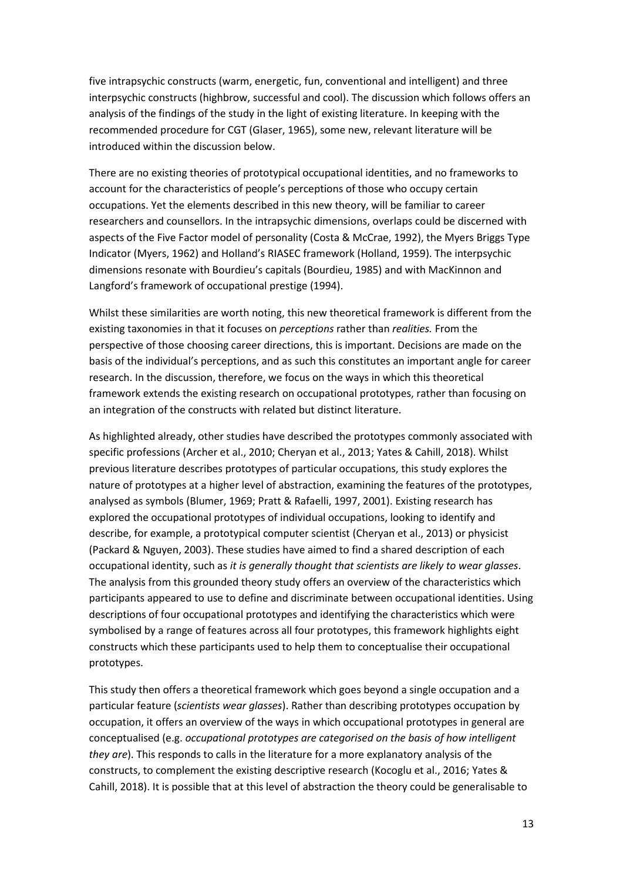five intrapsychic constructs (warm, energetic, fun, conventional and intelligent) and three interpsychic constructs (highbrow, successful and cool). The discussion which follows offers an analysis of the findings of the study in the light of existing literature. In keeping with the recommended procedure for CGT (Glaser, 1965), some new, relevant literature will be introduced within the discussion below.

There are no existing theories of prototypical occupational identities, and no frameworks to account for the characteristics of people's perceptions of those who occupy certain occupations. Yet the elements described in this new theory, will be familiar to career researchers and counsellors. In the intrapsychic dimensions, overlaps could be discerned with aspects of the Five Factor model of personality (Costa & McCrae, 1992), the Myers Briggs Type Indicator (Myers, 1962) and Holland's RIASEC framework (Holland, 1959). The interpsychic dimensions resonate with Bourdieu's capitals (Bourdieu, 1985) and with MacKinnon and Langford's framework of occupational prestige (1994).

Whilst these similarities are worth noting, this new theoretical framework is different from the existing taxonomies in that it focuses on *perceptions* rather than *realities.* From the perspective of those choosing career directions, this is important. Decisions are made on the basis of the individual's perceptions, and as such this constitutes an important angle for career research. In the discussion, therefore, we focus on the ways in which this theoretical framework extends the existing research on occupational prototypes, rather than focusing on an integration of the constructs with related but distinct literature.

As highlighted already, other studies have described the prototypes commonly associated with specific professions (Archer et al., 2010; Cheryan et al., 2013; Yates & Cahill, 2018). Whilst previous literature describes prototypes of particular occupations, this study explores the nature of prototypes at a higher level of abstraction, examining the features of the prototypes, analysed as symbols (Blumer, 1969; Pratt & Rafaelli, 1997, 2001). Existing research has explored the occupational prototypes of individual occupations, looking to identify and describe, for example, a prototypical computer scientist (Cheryan et al., 2013) or physicist (Packard & Nguyen, 2003). These studies have aimed to find a shared description of each occupational identity, such as *it is generally thought that scientists are likely to wear glasses*. The analysis from this grounded theory study offers an overview of the characteristics which participants appeared to use to define and discriminate between occupational identities. Using descriptions of four occupational prototypes and identifying the characteristics which were symbolised by a range of features across all four prototypes, this framework highlights eight constructs which these participants used to help them to conceptualise their occupational prototypes.

This study then offers a theoretical framework which goes beyond a single occupation and a particular feature (*scientists wear glasses*). Rather than describing prototypes occupation by occupation, it offers an overview of the ways in which occupational prototypes in general are conceptualised (e.g. *occupational prototypes are categorised on the basis of how intelligent they are*). This responds to calls in the literature for a more explanatory analysis of the constructs, to complement the existing descriptive research (Kocoglu et al., 2016; Yates & Cahill, 2018). It is possible that at this level of abstraction the theory could be generalisable to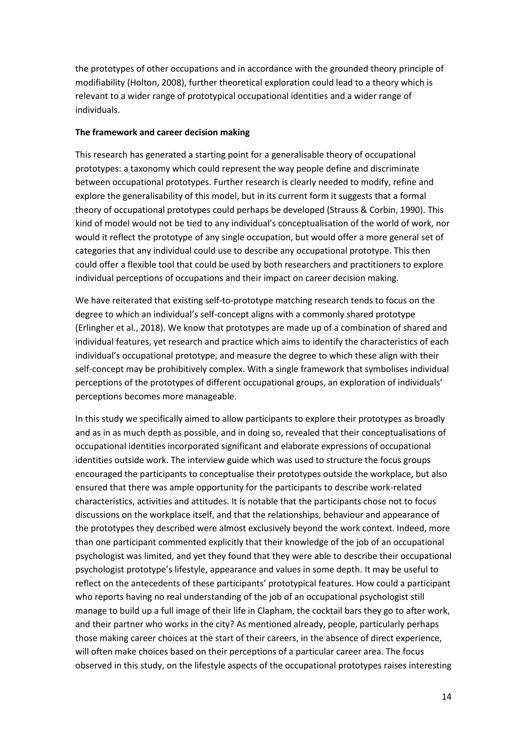the prototypes of other occupations and in accordance with the grounded theory principle of modifiability (Holton, 2008), further theoretical exploration could lead to a theory which is relevant to a wider range of prototypical occupational identities and a wider range of individuals.

**The framework and career decision making**

This research has generated a starting point for a generalisable theory of occupational prototypes: a taxonomy which could represent the way people define and discriminate between occupational prototypes. Further research is clearly needed to modify, refine and explore the generalisability of this model, but in its current form it suggests that a formal theory of occupational prototypes could perhaps be developed (Strauss & Corbin, 1990). This kind of model would not be tied to any individual's conceptualisation of the world of work, nor would it reflect the prototype of any single occupation, but would offer a more general set of categories that any individual could use to describe any occupational prototype. This then could offer a flexible tool that could be used by both researchers and practitioners to explore individual perceptions of occupations and their impact on career decision making.

We have reiterated that existing self-to-prototype matching research tends to focus on the degree to which an individual's self-concept aligns with a commonly shared prototype (Erlingher et al., 2018). We know that prototypes are made up of a combination of shared and individual features, yet research and practice which aims to identify the characteristics of each individual's occupational prototype, and measure the degree to which these align with their self-concept may be prohibitively complex. With a single framework that symbolises individual perceptions of the prototypes of different occupational groups, an exploration of individuals' perceptions becomes more manageable.

In this study we specifically aimed to allow participants to explore their prototypes as broadly and as in as much depth as possible, and in doing so, revealed that their conceptualisations of occupational identities incorporated significant and elaborate expressions of occupational identities outside work. The interview guide which was used to structure the focus groups encouraged the participants to conceptualise their prototypes outside the workplace, but also ensured that there was ample opportunity for the participants to describe work-related characteristics, activities and attitudes. It is notable that the participants chose not to focus discussions on the workplace itself, and that the relationships, behaviour and appearance of the prototypes they described were almost exclusively beyond the work context. Indeed, more than one participant commented explicitly that their knowledge of the job of an occupational psychologist was limited, and yet they found that they were able to describe their occupational psychologist prototype's lifestyle, appearance and values in some depth. It may be useful to reflect on the antecedents of these participants' prototypical features. How could a participant who reports having no real understanding of the job of an occupational psychologist still manage to build up a full image of their life in Clapham, the cocktail bars they go to after work, and their partner who works in the city? As mentioned already, people, particularly perhaps those making career choices at the start of their careers, in the absence of direct experience, will often make choices based on their perceptions of a particular career area. The focus observed in this study, on the lifestyle aspects of the occupational prototypes raises interesting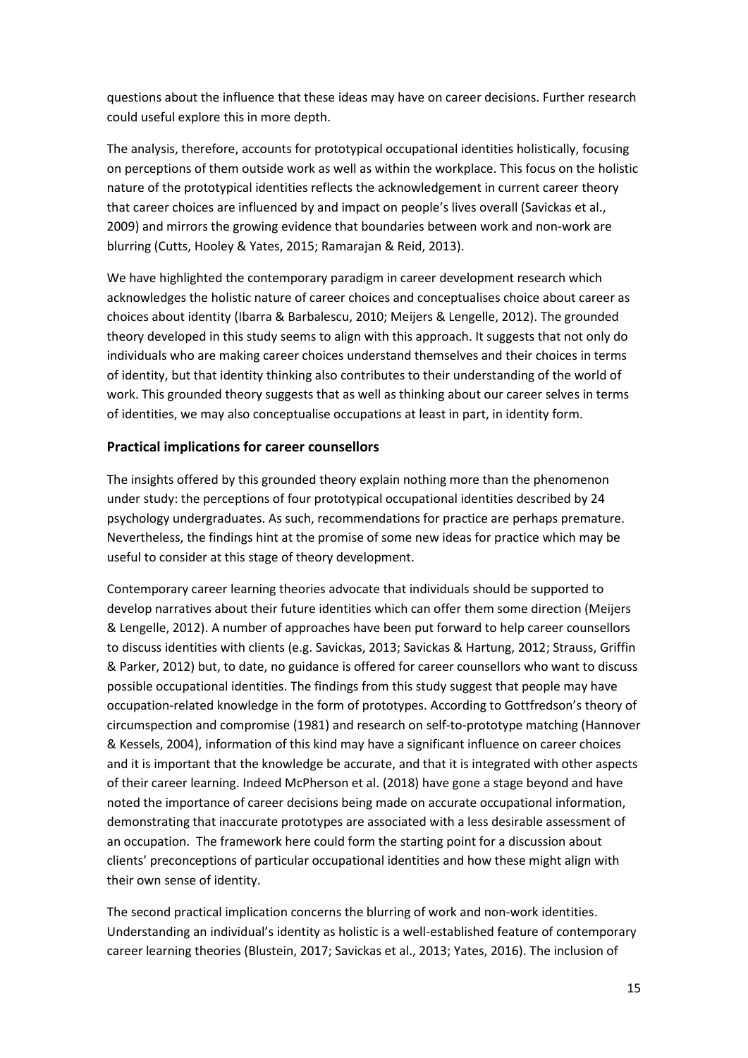questions about the influence that these ideas may have on career decisions. Further research could useful explore this in more depth.

The analysis, therefore, accounts for prototypical occupational identities holistically, focusing on perceptions of them outside work as well as within the workplace. This focus on the holistic nature of the prototypical identities reflects the acknowledgement in current career theory that career choices are influenced by and impact on people's lives overall (Savickas et al., 2009) and mirrors the growing evidence that boundaries between work and non-work are blurring (Cutts, Hooley & Yates, 2015; Ramarajan & Reid, 2013).

We have highlighted the contemporary paradigm in career development research which acknowledges the holistic nature of career choices and conceptualises choice about career as choices about identity (Ibarra & Barbalescu, 2010; Meijers & Lengelle, 2012). The grounded theory developed in this study seems to align with this approach. It suggests that not only do individuals who are making career choices understand themselves and their choices in terms of identity, but that identity thinking also contributes to their understanding of the world of work. This grounded theory suggests that as well as thinking about our career selves in terms of identities, we may also conceptualise occupations at least in part, in identity form.

## Practical implications for career counsellors

The insights offered by this grounded theory explain nothing more than the phenomenon under study: the perceptions of four prototypical occupational identities described by 24 psychology undergraduates. As such, recommendations for practice are perhaps premature. Nevertheless, the findings hint at the promise of some new ideas for practice which may be useful to consider at this stage of theory development.

Contemporary career learning theories advocate that individuals should be supported to develop narratives about their future identities which can offer them some direction (Meijers & Lengelle, 2012). A number of approaches have been put forward to help career counsellors to discuss identities with clients (e.g. Savickas, 2013; Savickas & Hartung, 2012; Strauss, Griffin & Parker, 2012) but, to date, no guidance is offered for career counsellors who want to discuss possible occupational identities. The findings from this study suggest that people may have occupation-related knowledge in the form of prototypes. According to Gottfredson's theory of circumspection and compromise (1981) and research on self-to-prototype matching (Hannover & Kessels, 2004), information of this kind may have a significant influence on career choices and it is important that the knowledge be accurate, and that it is integrated with other aspects of their career learning. Indeed McPherson et al. (2018) have gone a stage beyond and have noted the importance of career decisions being made on accurate occupational information, demonstrating that inaccurate prototypes are associated with a less desirable assessment of an occupation. The framework here could form the starting point for a discussion about clients' preconceptions of particular occupational identities and how these might align with their own sense of identity.

The second practical implication concerns the blurring of work and non-work identities. Understanding an individual's identity as holistic is a well-established feature of contemporary career learning theories (Blustein, 2017; Savickas et al., 2013; Yates, 2016). The inclusion of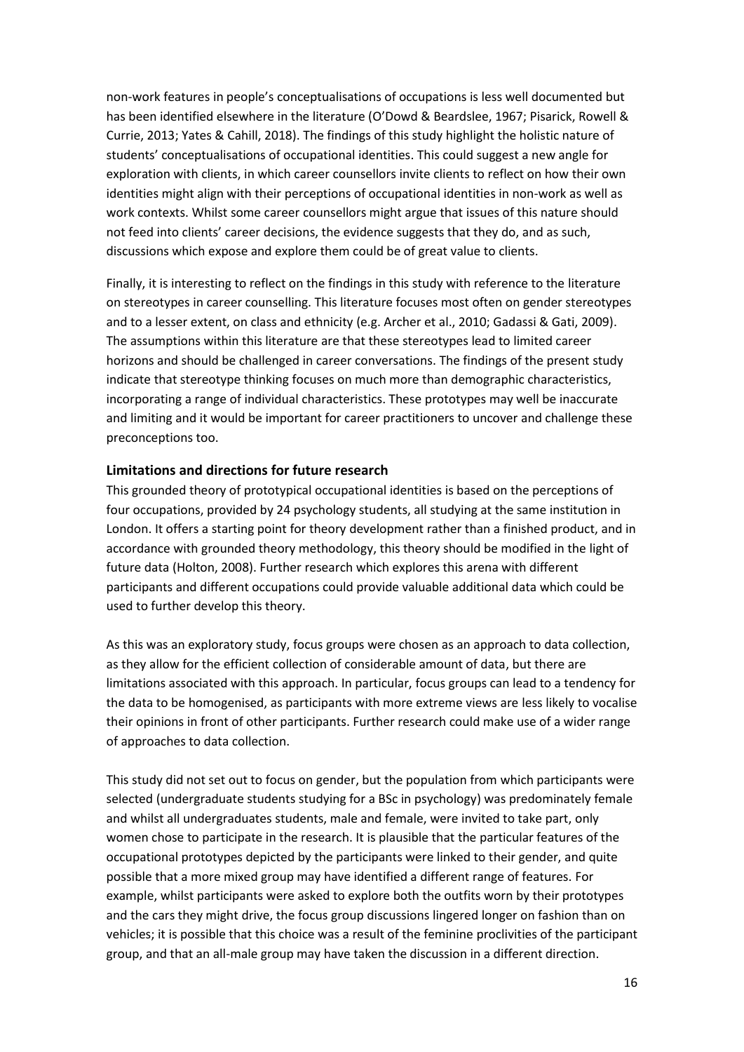non-work features in people's conceptualisations of occupations is less well documented but has been identified elsewhere in the literature (O'Dowd & Beardslee, 1967; Pisarick, Rowell & Currie, 2013; Yates & Cahill, 2018). The findings of this study highlight the holistic nature of students' conceptualisations of occupational identities. This could suggest a new angle for exploration with clients, in which career counsellors invite clients to reflect on how their own identities might align with their perceptions of occupational identities in non-work as well as work contexts. Whilst some career counsellors might argue that issues of this nature should not feed into clients' career decisions, the evidence suggests that they do, and as such, discussions which expose and explore them could be of great value to clients.

Finally, it is interesting to reflect on the findings in this study with reference to the literature on stereotypes in career counselling. This literature focuses most often on gender stereotypes and to a lesser extent, on class and ethnicity (e.g. Archer et al., 2010; Gadassi & Gati, 2009). The assumptions within this literature are that these stereotypes lead to limited career horizons and should be challenged in career conversations. The findings of the present study indicate that stereotype thinking focuses on much more than demographic characteristics, incorporating a range of individual characteristics. These prototypes may well be inaccurate and limiting and it would be important for career practitioners to uncover and challenge these preconceptions too.

### Limitations and directions for future research

This grounded theory of prototypical occupational identities is based on the perceptions of four occupations, provided by 24 psychology students, all studying at the same institution in London. It offers a starting point for theory development rather than a finished product, and in accordance with grounded theory methodology, this theory should be modified in the light of future data (Holton, 2008). Further research which explores this arena with different participants and different occupations could provide valuable additional data which could be used to further develop this theory.

As this was an exploratory study, focus groups were chosen as an approach to data collection, as they allow for the efficient collection of considerable amount of data, but there are limitations associated with this approach. In particular, focus groups can lead to a tendency for the data to be homogenised, as participants with more extreme views are less likely to vocalise their opinions in front of other participants. Further research could make use of a wider range of approaches to data collection.

This study did not set out to focus on gender, but the population from which participants were selected (undergraduate students studying for a BSc in psychology) was predominately female and whilst all undergraduates students, male and female, were invited to take part, only women chose to participate in the research. It is plausible that the particular features of the occupational prototypes depicted by the participants were linked to their gender, and quite possible that a more mixed group may have identified a different range of features. For example, whilst participants were asked to explore both the outfits worn by their prototypes and the cars they might drive, the focus group discussions lingered longer on fashion than on vehicles; it is possible that this choice was a result of the feminine proclivities of the participant group, and that an all-male group may have taken the discussion in a different direction.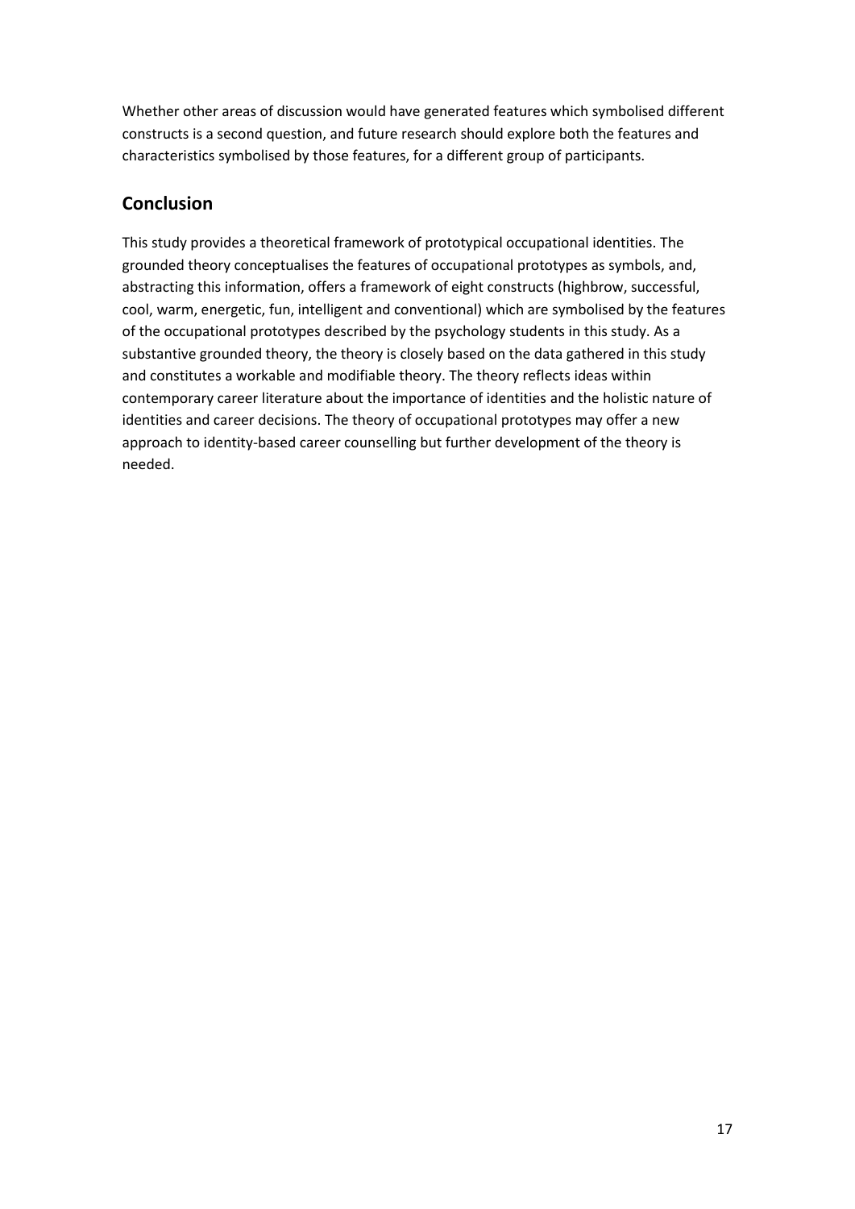Whether other areas of discussion would have generated features which symbolised different constructs is a second question, and future research should explore both the features and characteristics symbolised by those features, for a different group of participants.

## Conclusion

This study provides a theoretical framework of prototypical occupational identities. The grounded theory conceptualises the features of occupational prototypes as symbols, and, abstracting this information, offers a framework of eight constructs (highbrow, successful, cool, warm, energetic, fun, intelligent and conventional) which are symbolised by the features of the occupational prototypes described by the psychology students in this study. As a substantive grounded theory, the theory is closely based on the data gathered in this study and constitutes a workable and modifiable theory. The theory reflects ideas within contemporary career literature about the importance of identities and the holistic nature of identities and career decisions. The theory of occupational prototypes may offer a new approach to identity-based career counselling but further development of the theory is needed.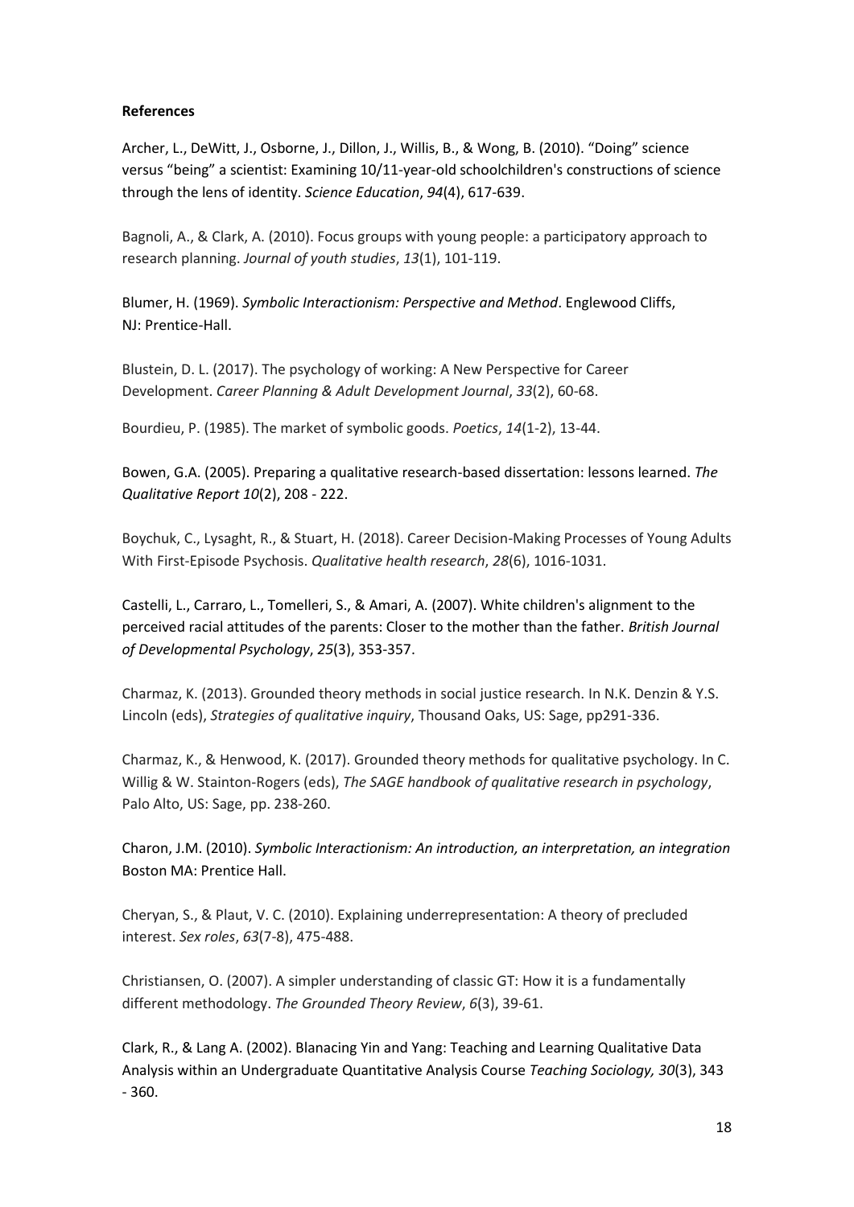**References**

Archer, L., DeWitt, J., Osborne, J., Dillon, J., Willis, B., & Wong, B. (2010). "Doing" science versus "being" a scientist: Examining 10/11-year-old schoolchildren's constructions of science through the lens of identity. *Science Education*, *94*(4), 617-639.

Bagnoli, A., & Clark, A. (2010). Focus groups with young people: a participatory approach to research planning. *Journal of youth studies*, *13*(1), 101-119.

Blumer, H. (1969). *Symbolic Interactionism: Perspective and Method*. Englewood Cliffs, NJ: Prentice-Hall.

Blustein, D. L. (2017). The psychology of working: A New Perspective for Career Development. *Career Planning & Adult Development Journal*, *33*(2), 60-68.

Bourdieu, P. (1985). The market of symbolic goods. *Poetics*, *14*(1-2), 13-44.

Bowen, G.A. (2005). Preparing a qualitative research-based dissertation: lessons learned. *The Qualitative Report 10*(2), 208 - 222.

Boychuk, C., Lysaght, R., & Stuart, H. (2018). Career Decision-Making Processes of Young Adults With First-Episode Psychosis. *Qualitative health research*, *28*(6), 1016-1031.

Castelli, L., Carraro, L., Tomelleri, S., & Amari, A. (2007). White children's alignment to the perceived racial attitudes of the parents: Closer to the mother than the father. *British Journal of Developmental Psychology*, *25*(3), 353-357.

Charmaz, K. (2013). Grounded theory methods in social justice research. In N.K. Denzin & Y.S. Lincoln (eds), *Strategies of qualitative inquiry*, Thousand Oaks, US: Sage, pp291-336.

Charmaz, K., & Henwood, K. (2017). Grounded theory methods for qualitative psychology. In C. Willig & W. Stainton-Rogers (eds), *The SAGE handbook of qualitative research in psychology*, Palo Alto, US: Sage, pp. 238-260.

Charon, J.M. (2010). *Symbolic Interactionism: An introduction, an interpretation, an integration* Boston MA: Prentice Hall.

Cheryan, S., & Plaut, V. C. (2010). Explaining underrepresentation: A theory of precluded interest. *Sex roles*, *63*(7-8), 475-488.

Christiansen, O. (2007). A simpler understanding of classic GT: How it is a fundamentally different methodology. *The Grounded Theory Review*, *6*(3), 39-61.

Clark, R., & Lang A. (2002). Blanacing Yin and Yang: Teaching and Learning Qualitative Data Analysis within an Undergraduate Quantitative Analysis Course *Teaching Sociology, 30*(3), 343 - 360.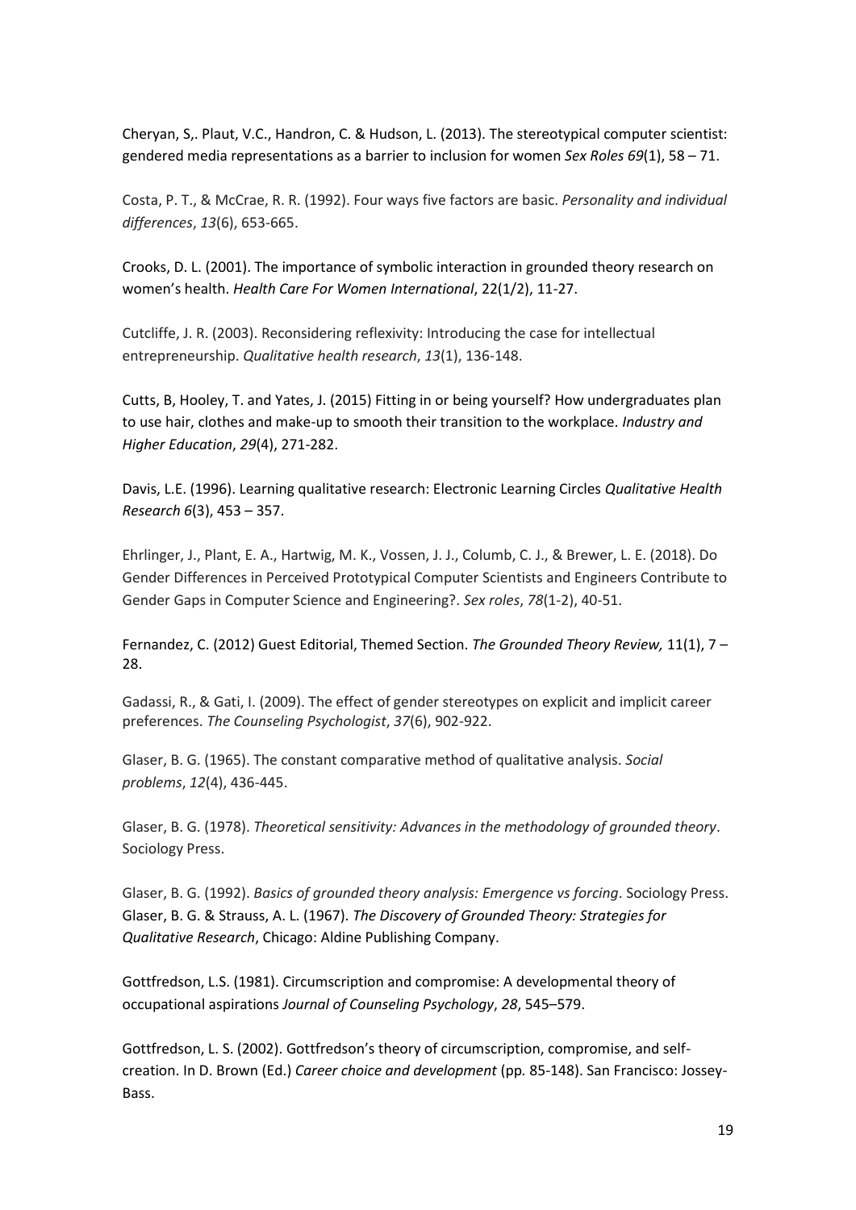Cheryan, S,. Plaut, V.C., Handron, C. & Hudson, L. (2013). The stereotypical computer scientist: gendered media representations as a barrier to inclusion for women *Sex Roles 69*(1), 58 – 71.

Costa, P. T., & McCrae, R. R. (1992). Four ways five factors are basic. *Personality and individual differences*, *13*(6), 653-665.

Crooks, D. L. (2001). The importance of symbolic interaction in grounded theory research on women's health. *Health Care For Women International*, 22(1/2), 11-27.

Cutcliffe, J. R. (2003). Reconsidering reflexivity: Introducing the case for intellectual entrepreneurship. *Qualitative health research*, *13*(1), 136-148.

Cutts, B, Hooley, T. and Yates, J. (2015) Fitting in or being yourself? How undergraduates plan to use hair, clothes and make-up to smooth their transition to the workplace. *Industry and Higher Education*, *29*(4), 271-282.

Davis, L.E. (1996). Learning qualitative research: Electronic Learning Circles *Qualitative Health Research 6*(3), 453 – 357.

Ehrlinger, J., Plant, E. A., Hartwig, M. K., Vossen, J. J., Columb, C. J., & Brewer, L. E. (2018). Do Gender Differences in Perceived Prototypical Computer Scientists and Engineers Contribute to Gender Gaps in Computer Science and Engineering?. *Sex roles*, *78*(1-2), 40-51.

Fernandez, C. (2012) Guest Editorial, Themed Section. *The Grounded Theory Review,* 11(1), 7 – 28.

Gadassi, R., & Gati, I. (2009). The effect of gender stereotypes on explicit and implicit career preferences. *The Counseling Psychologist*, *37*(6), 902-922.

Glaser, B. G. (1965). The constant comparative method of qualitative analysis. *Social problems*, *12*(4), 436-445.

Glaser, B. G. (1978). *Theoretical sensitivity: Advances in the methodology of grounded theory*. Sociology Press.

Glaser, B. G. (1992). *Basics of grounded theory analysis: Emergence vs forcing*. Sociology Press.

Glaser, B. G. & Strauss, A. L. (1967). *The Discovery of Grounded Theory: Strategies for Qualitative Research*, Chicago: Aldine Publishing Company.

Gottfredson, L.S. (1981). Circumscription and compromise: A developmental theory of occupational aspirations *Journal of Counseling Psychology*, *28*, 545–579.

Gottfredson, L. S. (2002). Gottfredson's theory of circumscription, compromise, and self-creation. In D. Brown (Ed.) *Career choice and development* (pp. 85-148). San Francisco: Jossey-Bass.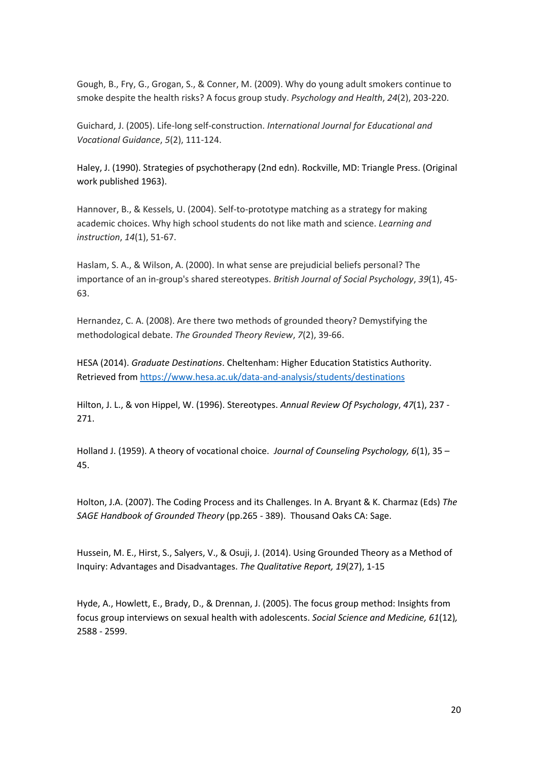Gough, B., Fry, G., Grogan, S., & Conner, M. (2009). Why do young adult smokers continue to smoke despite the health risks? A focus group study. *Psychology and Health*, *24*(2), 203-220.

Guichard, J. (2005). Life-long self-construction. *International Journal for Educational and Vocational Guidance*, *5*(2), 111-124.

Haley, J. (1990). Strategies of psychotherapy (2nd edn). Rockville, MD: Triangle Press. (Original work published 1963).

Hannover, B., & Kessels, U. (2004). Self-to-prototype matching as a strategy for making academic choices. Why high school students do not like math and science. *Learning and instruction*, *14*(1), 51-67.

Haslam, S. A., & Wilson, A. (2000). In what sense are prejudicial beliefs personal? The importance of an in-group's shared stereotypes. *British Journal of Social Psychology*, *39*(1), 45-63.

Hernandez, C. A. (2008). Are there two methods of grounded theory? Demystifying the methodological debate. *The Grounded Theory Review*, *7*(2), 39-66.

HESA (2014). *Graduate Destinations*. Cheltenham: Higher Education Statistics Authority. Retrieved from https://www.hesa.ac.uk/data-and-analysis/students/destinations

Hilton, J. L., & von Hippel, W. (1996). Stereotypes. *Annual Review Of Psychology*, *47*(1), 237 - 271.

Holland J. (1959). A theory of vocational choice. *Journal of Counseling Psychology, 6*(1), 35 – 45.

Holton, J.A. (2007). The Coding Process and its Challenges. In A. Bryant & K. Charmaz (Eds) *The SAGE Handbook of Grounded Theory* (pp.265 - 389). Thousand Oaks CA: Sage.

Hussein, M. E., Hirst, S., Salyers, V., & Osuji, J. (2014). Using Grounded Theory as a Method of Inquiry: Advantages and Disadvantages. *The Qualitative Report, 19*(27), 1-15

Hyde, A., Howlett, E., Brady, D., & Drennan, J. (2005). The focus group method: Insights from focus group interviews on sexual health with adolescents. *Social Science and Medicine, 61*(12)*,* 2588 - 2599.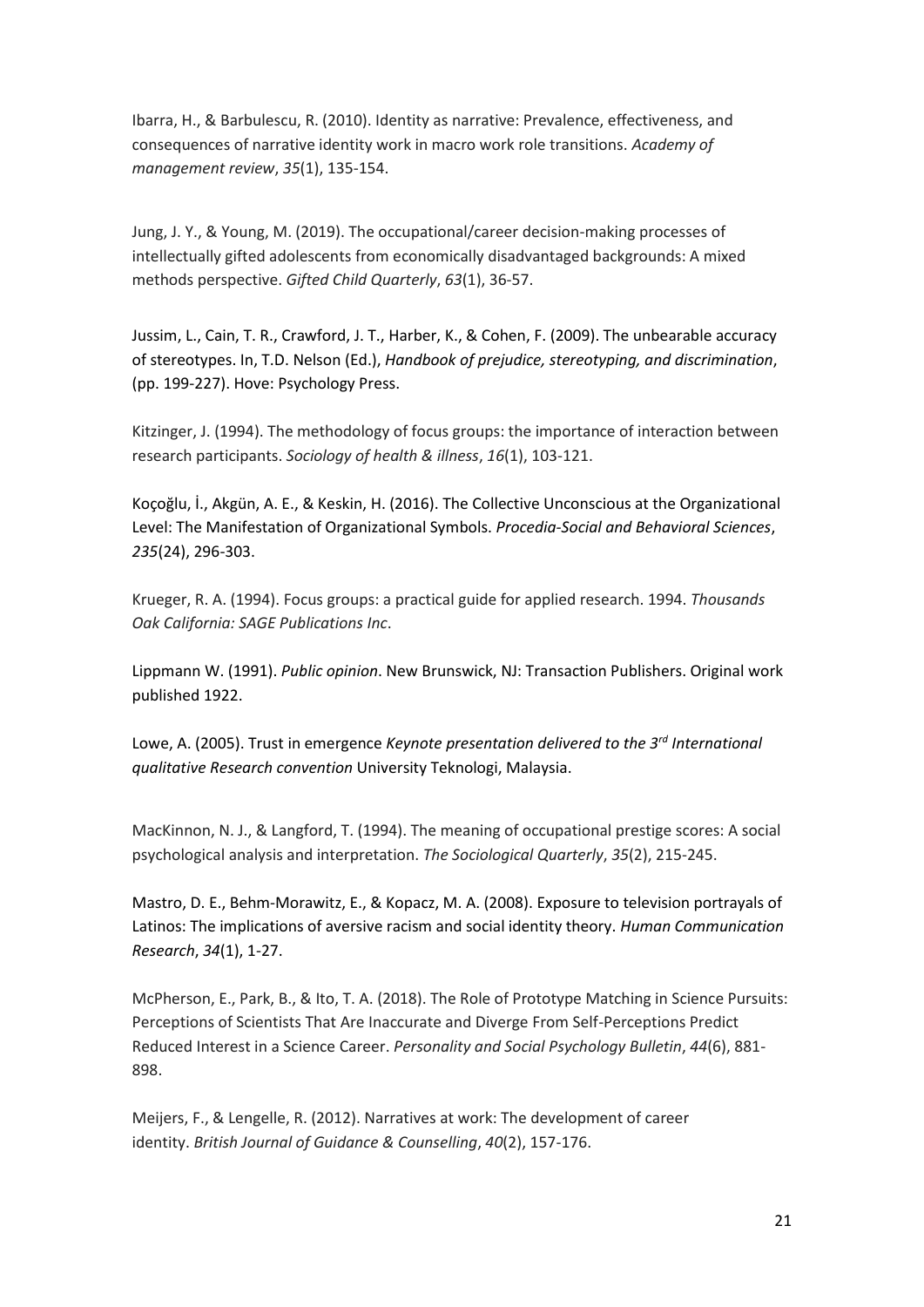Ibarra, H., & Barbulescu, R. (2010). Identity as narrative: Prevalence, effectiveness, and consequences of narrative identity work in macro work role transitions. *Academy of management review*, *35*(1), 135-154.

Jung, J. Y., & Young, M. (2019). The occupational/career decision-making processes of intellectually gifted adolescents from economically disadvantaged backgrounds: A mixed methods perspective. *Gifted Child Quarterly*, *63*(1), 36-57.

Jussim, L., Cain, T. R., Crawford, J. T., Harber, K., & Cohen, F. (2009). The unbearable accuracy of stereotypes. In, T.D. Nelson (Ed.), *Handbook of prejudice, stereotyping, and discrimination*, (pp. 199-227). Hove: Psychology Press.

Kitzinger, J. (1994). The methodology of focus groups: the importance of interaction between research participants. *Sociology of health & illness*, *16*(1), 103-121.

Koçoğlu, İ., Akgün, A. E., & Keskin, H. (2016). The Collective Unconscious at the Organizational Level: The Manifestation of Organizational Symbols. *Procedia-Social and Behavioral Sciences*, *235*(24), 296-303.

Krueger, R. A. (1994). Focus groups: a practical guide for applied research. 1994. *Thousands Oak California: SAGE Publications Inc*.

Lippmann W. (1991). *Public opinion*. New Brunswick, NJ: Transaction Publishers. Original work published 1922.

Lowe, A. (2005). Trust in emergence *Keynote presentation delivered to the 3rd International qualitative Research convention* University Teknologi, Malaysia.

MacKinnon, N. J., & Langford, T. (1994). The meaning of occupational prestige scores: A social psychological analysis and interpretation. *The Sociological Quarterly*, *35*(2), 215-245.

Mastro, D. E., Behm-Morawitz, E., & Kopacz, M. A. (2008). Exposure to television portrayals of Latinos: The implications of aversive racism and social identity theory. *Human Communication Research*, *34*(1), 1-27.

McPherson, E., Park, B., & Ito, T. A. (2018). The Role of Prototype Matching in Science Pursuits: Perceptions of Scientists That Are Inaccurate and Diverge From Self-Perceptions Predict Reduced Interest in a Science Career. *Personality and Social Psychology Bulletin*, *44*(6), 881-898.

Meijers, F., & Lengelle, R. (2012). Narratives at work: The development of career identity. *British Journal of Guidance & Counselling*, *40*(2), 157-176.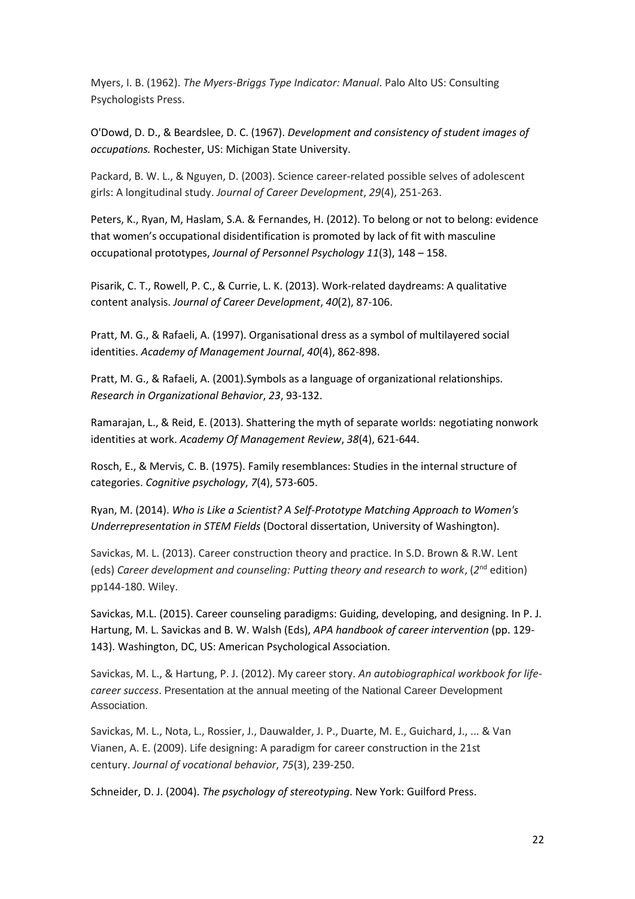Myers, I. B. (1962). *The Myers-Briggs Type Indicator: Manual*. Palo Alto US: Consulting Psychologists Press.

O'Dowd, D. D., & Beardslee, D. C. (1967). *Development and consistency of student images of occupations.* Rochester, US: Michigan State University.

Packard, B. W. L., & Nguyen, D. (2003). Science career-related possible selves of adolescent girls: A longitudinal study. *Journal of Career Development*, *29*(4), 251-263.

Peters, K., Ryan, M, Haslam, S.A. & Fernandes, H. (2012). To belong or not to belong: evidence that women's occupational disidentification is promoted by lack of fit with masculine occupational prototypes, *Journal of Personnel Psychology 11*(3), 148 – 158.

Pisarik, C. T., Rowell, P. C., & Currie, L. K. (2013). Work-related daydreams: A qualitative content analysis. *Journal of Career Development*, *40*(2), 87-106.

Pratt, M. G., & Rafaeli, A. (1997). Organisational dress as a symbol of multilayered social identities. *Academy of Management Journal*, *40*(4), 862-898.

Pratt, M. G., & Rafaeli, A. (2001).Symbols as a language of organizational relationships. *Research in Organizational Behavior*, *23*, 93-132.

Ramarajan, L., & Reid, E. (2013). Shattering the myth of separate worlds: negotiating nonwork identities at work. *Academy Of Management Review*, *38*(4), 621-644.

Rosch, E., & Mervis, C. B. (1975). Family resemblances: Studies in the internal structure of categories. *Cognitive psychology*, *7*(4), 573-605.

Ryan, M. (2014). *Who is Like a Scientist? A Self-Prototype Matching Approach to Women's Underrepresentation in STEM Fields* (Doctoral dissertation, University of Washington).

Savickas, M. L. (2013). Career construction theory and practice. In S.D. Brown & R.W. Lent (eds) *Career development and counseling: Putting theory and research to work*, (*2*nd edition) pp144-180. Wiley.

Savickas, M.L. (2015). Career counseling paradigms: Guiding, developing, and designing. In P. J. Hartung, M. L. Savickas and B. W. Walsh (Eds), *APA handbook of career intervention* (pp. 129-143). Washington, DC, US: American Psychological Association.

Savickas, M. L., & Hartung, P. J. (2012). My career story. *An autobiographical workbook for life-career success*. Presentation at the annual meeting of the National Career Development Association.

Savickas, M. L., Nota, L., Rossier, J., Dauwalder, J. P., Duarte, M. E., Guichard, J., ... & Van Vianen, A. E. (2009). Life designing: A paradigm for career construction in the 21st century. *Journal of vocational behavior*, *75*(3), 239-250.

Schneider, D. J. (2004). *The psychology of stereotyping*. New York: Guilford Press.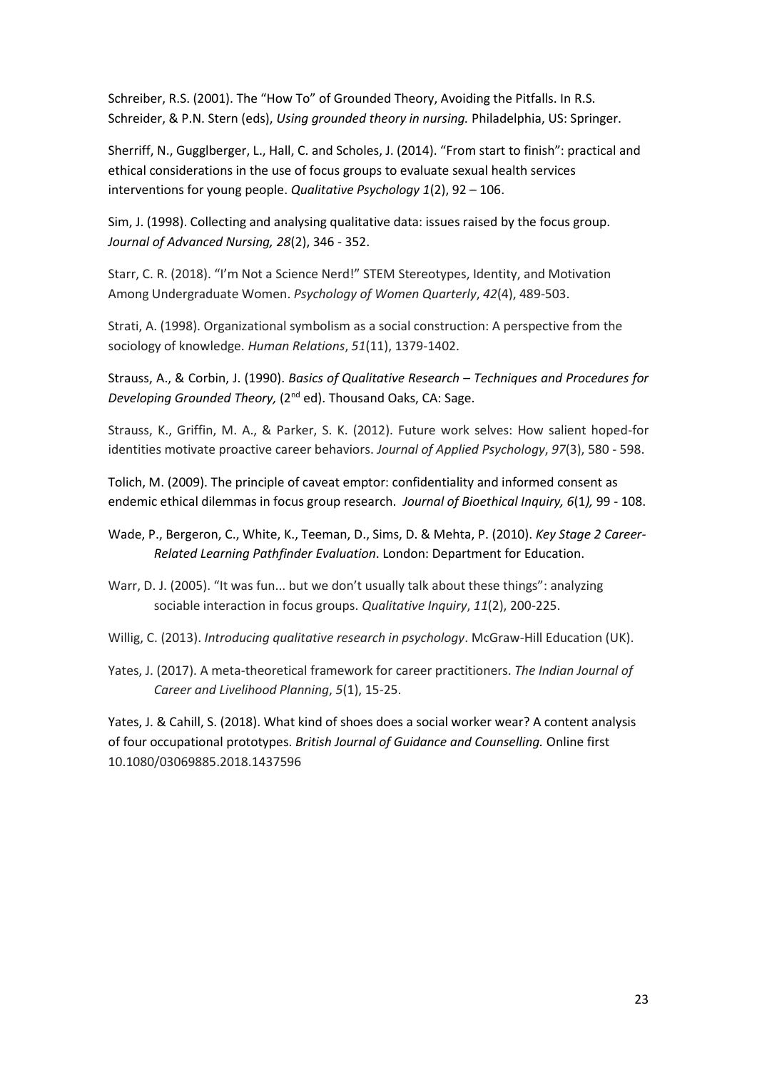Schreiber, R.S. (2001). The "How To" of Grounded Theory, Avoiding the Pitfalls. In R.S. Schreider, & P.N. Stern (eds), *Using grounded theory in nursing.* Philadelphia, US: Springer.

Sherriff, N., Gugglberger, L., Hall, C. and Scholes, J. (2014). "From start to finish": practical and ethical considerations in the use of focus groups to evaluate sexual health services interventions for young people. *Qualitative Psychology 1*(2), 92 – 106.

Sim, J. (1998). Collecting and analysing qualitative data: issues raised by the focus group. *Journal of Advanced Nursing, 28*(2), 346 - 352.

Starr, C. R. (2018). "I'm Not a Science Nerd!" STEM Stereotypes, Identity, and Motivation Among Undergraduate Women. *Psychology of Women Quarterly*, *42*(4), 489-503.

Strati, A. (1998). Organizational symbolism as a social construction: A perspective from the sociology of knowledge. *Human Relations*, *51*(11), 1379-1402.

Strauss, A., & Corbin, J. (1990). *Basics of Qualitative Research – Techniques and Procedures for Developing Grounded Theory,* (2nd ed). Thousand Oaks, CA: Sage.

Strauss, K., Griffin, M. A., & Parker, S. K. (2012). Future work selves: How salient hoped-for identities motivate proactive career behaviors. *Journal of Applied Psychology*, *97*(3), 580 - 598.

Tolich, M. (2009). The principle of caveat emptor: confidentiality and informed consent as endemic ethical dilemmas in focus group research. *Journal of Bioethical Inquiry, 6*(1*),* 99 - 108.

Wade, P., Bergeron, C., White, K., Teeman, D., Sims, D. & Mehta, P. (2010). *Key Stage 2 Career-Related Learning Pathfinder Evaluation*. London: Department for Education.

Warr, D. J. (2005). "It was fun... but we don't usually talk about these things": analyzing sociable interaction in focus groups. *Qualitative Inquiry*, *11*(2), 200-225.

Willig, C. (2013). *Introducing qualitative research in psychology*. McGraw-Hill Education (UK).

Yates, J. (2017). A meta-theoretical framework for career practitioners. *The Indian Journal of Career and Livelihood Planning*, *5*(1), 15-25.

Yates, J. & Cahill, S. (2018). What kind of shoes does a social worker wear? A content analysis of four occupational prototypes. *British Journal of Guidance and Counselling.* Online first 10.1080/03069885.2018.1437596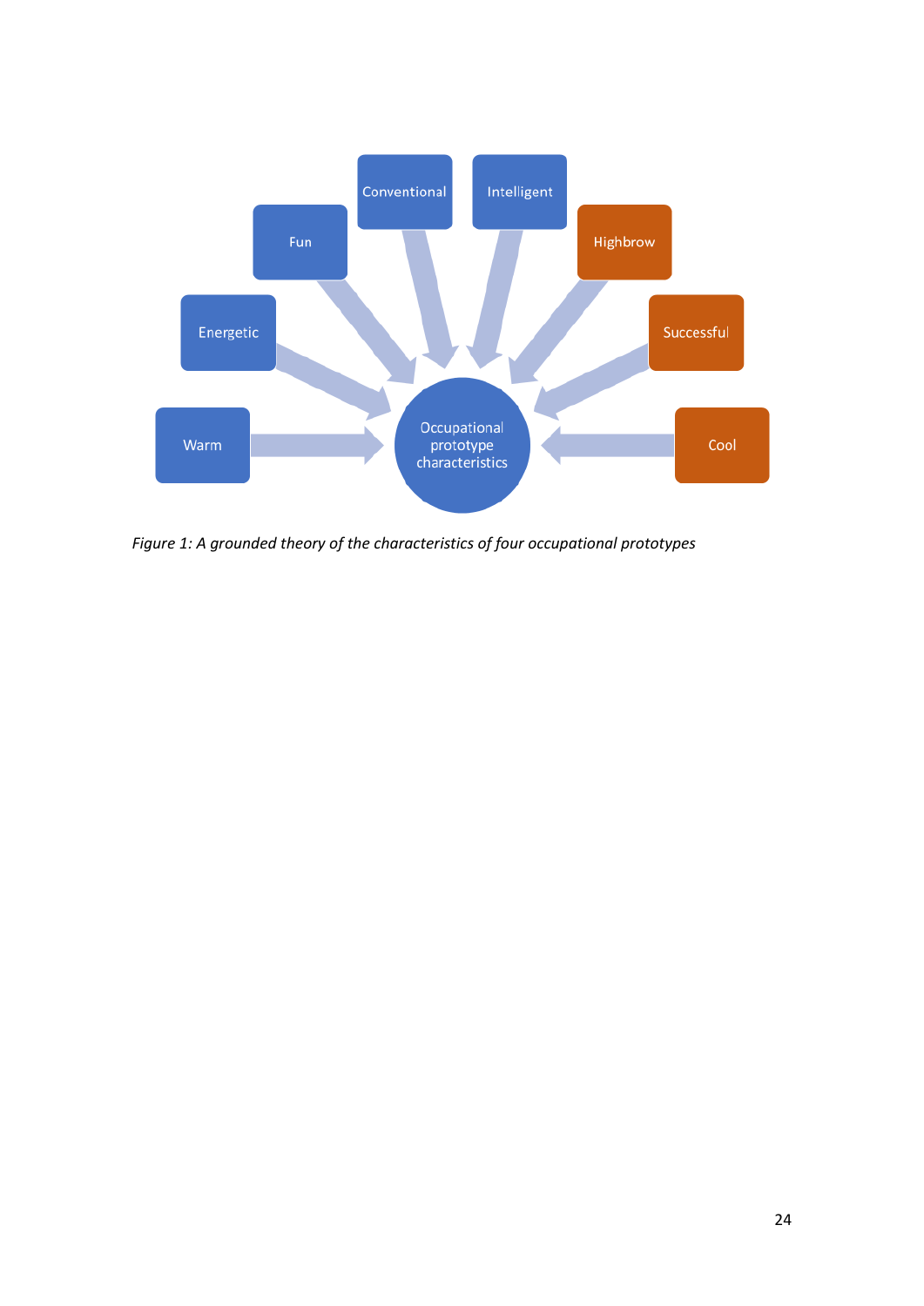Warm

Energetic

Fun

Conventional

Intelligent

Highbrow

Successful

Cool

Occupational prototype characteristics

*Figure 1: A grounded theory of the characteristics of four occupational prototypes*